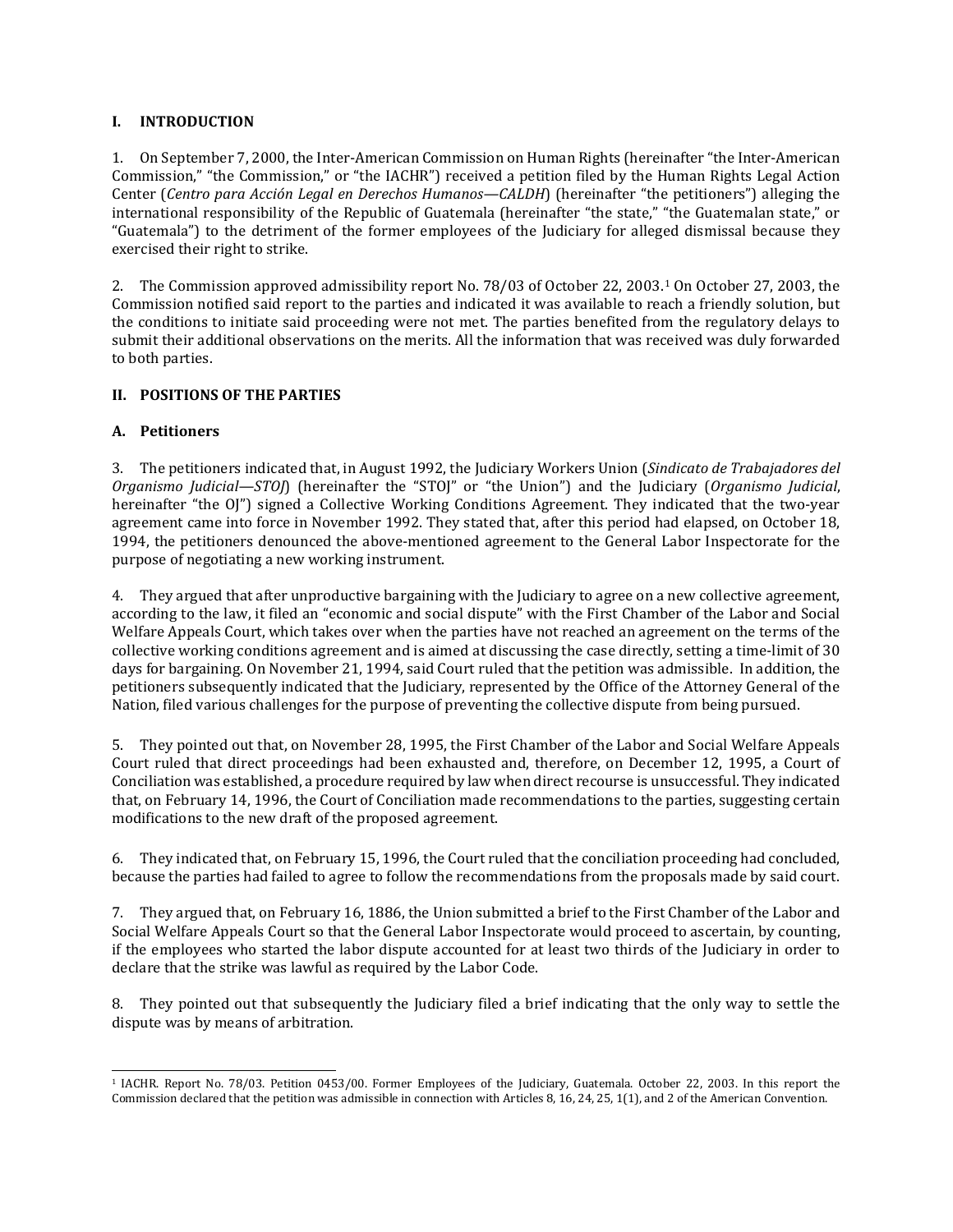## I. INTRODUCTION

1. On September 7, 2000, the Inter-American Commission on Human Rights (hereinafter "the Inter-American Commission," "the Commission," or "the IACHR") received a petition filed by the Human Rights Legal Action Center (*Centro para Acción Legal en Derechos Humanos—CALDH*) (hereinafter "the petitioners") alleging the international responsibility of the Republic of Guatemala (hereinafter "the state," "the Guatemalan state," or "Guatemala") to the detriment of the former employees of the Judiciary for alleged dismissal because they exercised their right to strike.

2. The Commission approved admissibility report No. 78/03 of October 22, 2003.[1] On October 27, 2003, the Commission notified said report to the parties and indicated it was available to reach a friendly solution, but the conditions to initiate said proceeding were not met. The parties benefited from the regulatory delays to submit their additional observations on the merits. All the information that was received was duly forwarded to both parties.

## II. POSITIONS OF THE PARTIES

### A. Petitioners

3. The petitioners indicated that, in August 1992, the Judiciary Workers Union (*Sindicato de Trabajadores del Organismo Judicial—STOJ*) (hereinafter the "STOJ" or "the Union") and the Judiciary (*Organismo Judicial*, hereinafter "the OJ") signed a Collective Working Conditions Agreement. They indicated that the two-year agreement came into force in November 1992. They stated that, after this period had elapsed, on October 18, 1994, the petitioners denounced the above-mentioned agreement to the General Labor Inspectorate for the purpose of negotiating a new working instrument.

4. They argued that after unproductive bargaining with the Judiciary to agree on a new collective agreement, according to the law, it filed an "economic and social dispute" with the First Chamber of the Labor and Social Welfare Appeals Court, which takes over when the parties have not reached an agreement on the terms of the collective working conditions agreement and is aimed at discussing the case directly, setting a time-limit of 30 days for bargaining. On November 21, 1994, said Court ruled that the petition was admissible. In addition, the petitioners subsequently indicated that the Judiciary, represented by the Office of the Attorney General of the Nation, filed various challenges for the purpose of preventing the collective dispute from being pursued.

5. They pointed out that, on November 28, 1995, the First Chamber of the Labor and Social Welfare Appeals Court ruled that direct proceedings had been exhausted and, therefore, on December 12, 1995, a Court of Conciliation was established, a procedure required by law when direct recourse is unsuccessful. They indicated that, on February 14, 1996, the Court of Conciliation made recommendations to the parties, suggesting certain modifications to the new draft of the proposed agreement.

6. They indicated that, on February 15, 1996, the Court ruled that the conciliation proceeding had concluded, because the parties had failed to agree to follow the recommendations from the proposals made by said court.

7. They argued that, on February 16, 1886, the Union submitted a brief to the First Chamber of the Labor and Social Welfare Appeals Court so that the General Labor Inspectorate would proceed to ascertain, by counting, if the employees who started the labor dispute accounted for at least two thirds of the Judiciary in order to declare that the strike was lawful as required by the Labor Code.

8. They pointed out that subsequently the Judiciary filed a brief indicating that the only way to settle the dispute was by means of arbitration.

---

[1] IACHR. Report No. 78/03. Petition 0453/00. Former Employees of the Judiciary, Guatemala. October 22, 2003. In this report the Commission declared that the petition was admissible in connection with Articles 8, 16, 24, 25, 1(1), and 2 of the American Convention.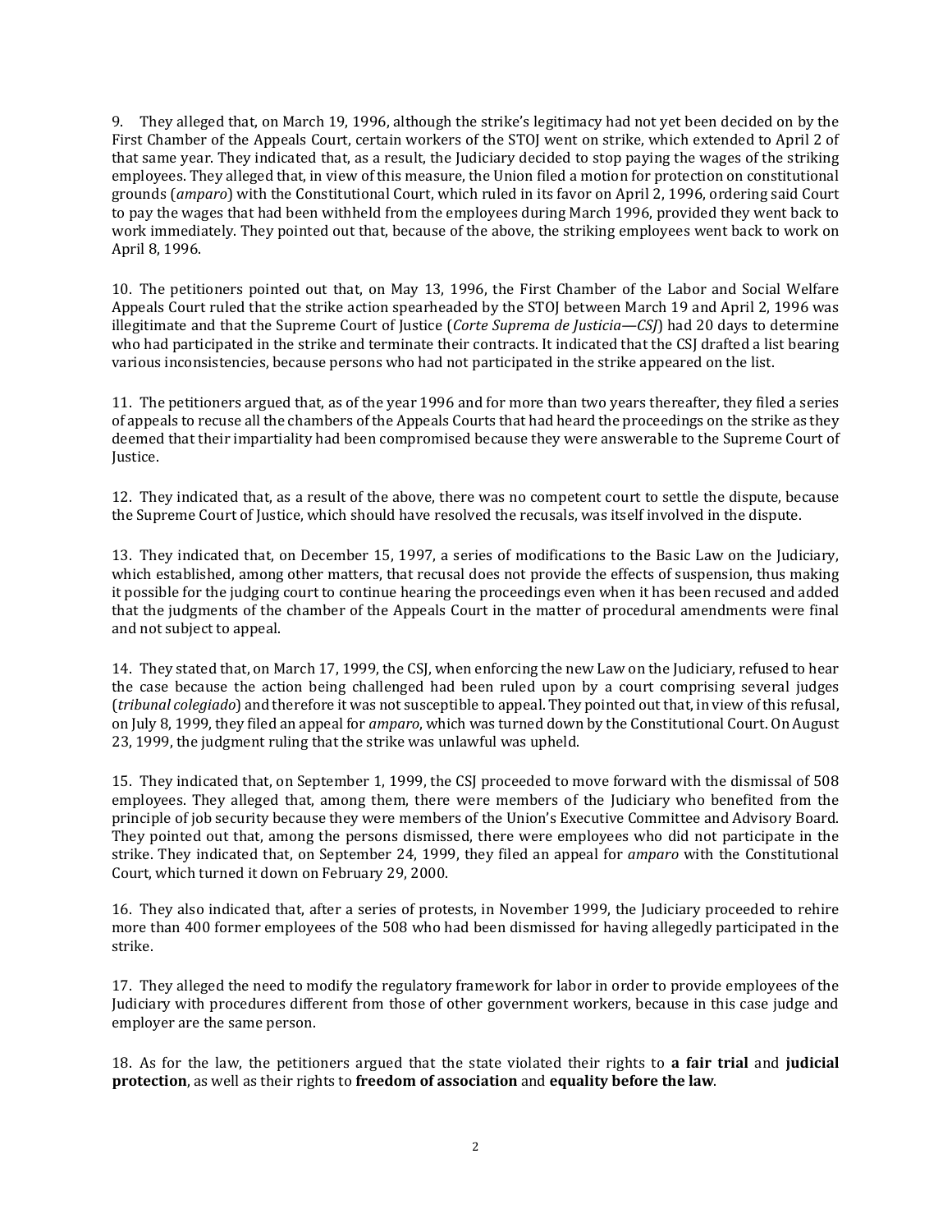9. They alleged that, on March 19, 1996, although the strike's legitimacy had not yet been decided on by the First Chamber of the Appeals Court, certain workers of the STOJ went on strike, which extended to April 2 of that same year. They indicated that, as a result, the Judiciary decided to stop paying the wages of the striking employees. They alleged that, in view of this measure, the Union filed a motion for protection on constitutional grounds (*amparo*) with the Constitutional Court, which ruled in its favor on April 2, 1996, ordering said Court to pay the wages that had been withheld from the employees during March 1996, provided they went back to work immediately. They pointed out that, because of the above, the striking employees went back to work on April 8, 1996.

10. The petitioners pointed out that, on May 13, 1996, the First Chamber of the Labor and Social Welfare Appeals Court ruled that the strike action spearheaded by the STOJ between March 19 and April 2, 1996 was illegitimate and that the Supreme Court of Justice (*Corte Suprema de Justicia—CSJ*) had 20 days to determine who had participated in the strike and terminate their contracts. It indicated that the CSJ drafted a list bearing various inconsistencies, because persons who had not participated in the strike appeared on the list.

11. The petitioners argued that, as of the year 1996 and for more than two years thereafter, they filed a series of appeals to recuse all the chambers of the Appeals Courts that had heard the proceedings on the strike as they deemed that their impartiality had been compromised because they were answerable to the Supreme Court of Justice.

12. They indicated that, as a result of the above, there was no competent court to settle the dispute, because the Supreme Court of Justice, which should have resolved the recusals, was itself involved in the dispute.

13. They indicated that, on December 15, 1997, a series of modifications to the Basic Law on the Judiciary, which established, among other matters, that recusal does not provide the effects of suspension, thus making it possible for the judging court to continue hearing the proceedings even when it has been recused and added that the judgments of the chamber of the Appeals Court in the matter of procedural amendments were final and not subject to appeal.

14. They stated that, on March 17, 1999, the CSJ, when enforcing the new Law on the Judiciary, refused to hear the case because the action being challenged had been ruled upon by a court comprising several judges (*tribunal colegiado*) and therefore it was not susceptible to appeal. They pointed out that, in view of this refusal, on July 8, 1999, they filed an appeal for *amparo*, which was turned down by the Constitutional Court. On August 23, 1999, the judgment ruling that the strike was unlawful was upheld.

15. They indicated that, on September 1, 1999, the CSJ proceeded to move forward with the dismissal of 508 employees. They alleged that, among them, there were members of the Judiciary who benefited from the principle of job security because they were members of the Union's Executive Committee and Advisory Board. They pointed out that, among the persons dismissed, there were employees who did not participate in the strike. They indicated that, on September 24, 1999, they filed an appeal for *amparo* with the Constitutional Court, which turned it down on February 29, 2000.

16. They also indicated that, after a series of protests, in November 1999, the Judiciary proceeded to rehire more than 400 former employees of the 508 who had been dismissed for having allegedly participated in the strike.

17. They alleged the need to modify the regulatory framework for labor in order to provide employees of the Judiciary with procedures different from those of other government workers, because in this case judge and employer are the same person.

18. As for the law, the petitioners argued that the state violated their rights to **a fair trial** and **judicial protection**, as well as their rights to **freedom of association** and **equality before the law**.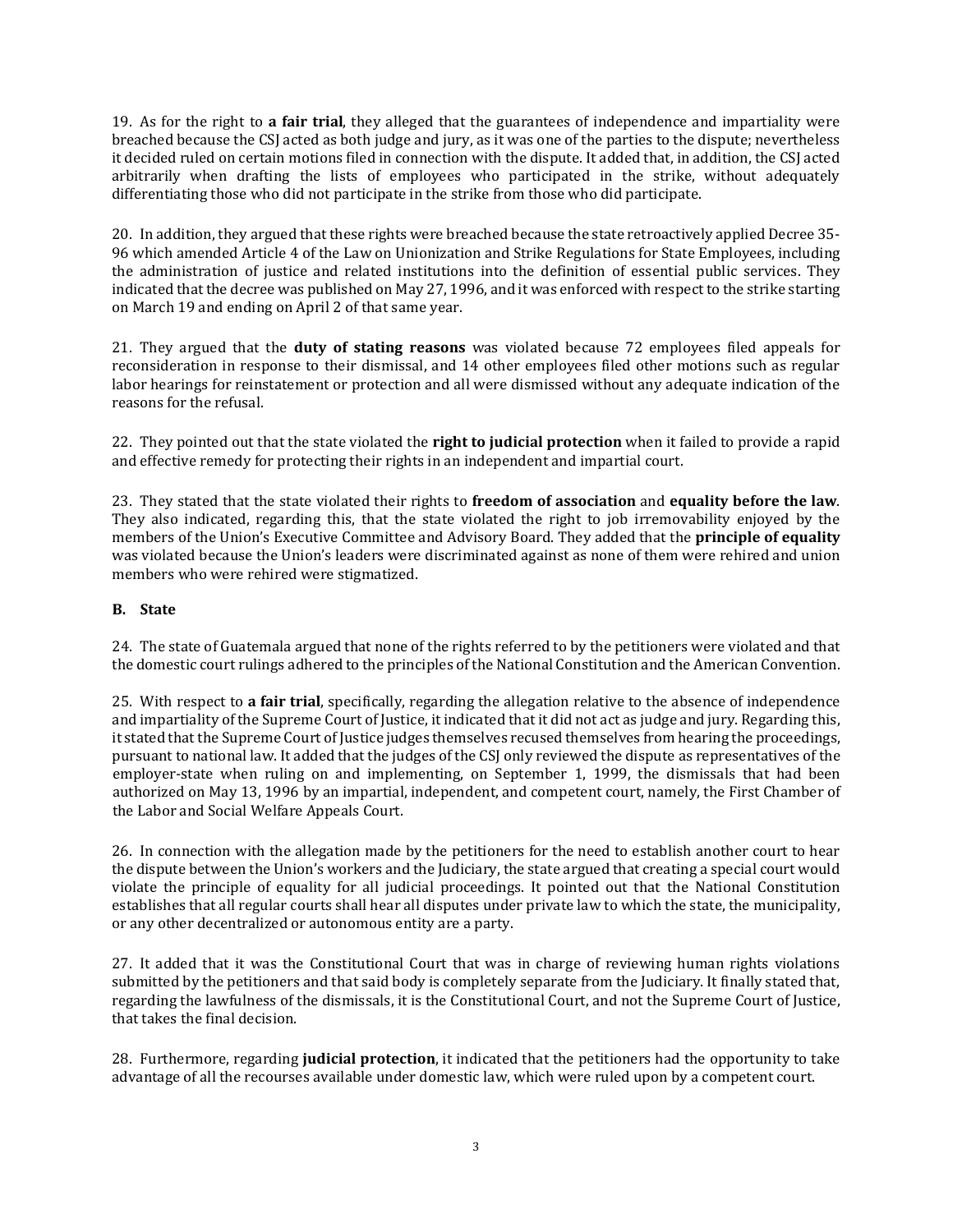19. As for the right to **a fair trial**, they alleged that the guarantees of independence and impartiality were breached because the CSJ acted as both judge and jury, as it was one of the parties to the dispute; nevertheless it decided ruled on certain motions filed in connection with the dispute. It added that, in addition, the CSJ acted arbitrarily when drafting the lists of employees who participated in the strike, without adequately differentiating those who did not participate in the strike from those who did participate.

20. In addition, they argued that these rights were breached because the state retroactively applied Decree 35-96 which amended Article 4 of the Law on Unionization and Strike Regulations for State Employees, including the administration of justice and related institutions into the definition of essential public services. They indicated that the decree was published on May 27, 1996, and it was enforced with respect to the strike starting on March 19 and ending on April 2 of that same year.

21. They argued that the **duty of stating reasons** was violated because 72 employees filed appeals for reconsideration in response to their dismissal, and 14 other employees filed other motions such as regular labor hearings for reinstatement or protection and all were dismissed without any adequate indication of the reasons for the refusal.

22. They pointed out that the state violated the **right to judicial protection** when it failed to provide a rapid and effective remedy for protecting their rights in an independent and impartial court.

23. They stated that the state violated their rights to **freedom of association** and **equality before the law**. They also indicated, regarding this, that the state violated the right to job irremovability enjoyed by the members of the Union's Executive Committee and Advisory Board. They added that the **principle of equality** was violated because the Union's leaders were discriminated against as none of them were rehired and union members who were rehired were stigmatized.

### B. State

24. The state of Guatemala argued that none of the rights referred to by the petitioners were violated and that the domestic court rulings adhered to the principles of the National Constitution and the American Convention.

25. With respect to **a fair trial**, specifically, regarding the allegation relative to the absence of independence and impartiality of the Supreme Court of Justice, it indicated that it did not act as judge and jury. Regarding this, it stated that the Supreme Court of Justice judges themselves recused themselves from hearing the proceedings, pursuant to national law. It added that the judges of the CSJ only reviewed the dispute as representatives of the employer-state when ruling on and implementing, on September 1, 1999, the dismissals that had been authorized on May 13, 1996 by an impartial, independent, and competent court, namely, the First Chamber of the Labor and Social Welfare Appeals Court.

26. In connection with the allegation made by the petitioners for the need to establish another court to hear the dispute between the Union's workers and the Judiciary, the state argued that creating a special court would violate the principle of equality for all judicial proceedings. It pointed out that the National Constitution establishes that all regular courts shall hear all disputes under private law to which the state, the municipality, or any other decentralized or autonomous entity are a party.

27. It added that it was the Constitutional Court that was in charge of reviewing human rights violations submitted by the petitioners and that said body is completely separate from the Judiciary. It finally stated that, regarding the lawfulness of the dismissals, it is the Constitutional Court, and not the Supreme Court of Justice, that takes the final decision.

28. Furthermore, regarding **judicial protection**, it indicated that the petitioners had the opportunity to take advantage of all the recourses available under domestic law, which were ruled upon by a competent court.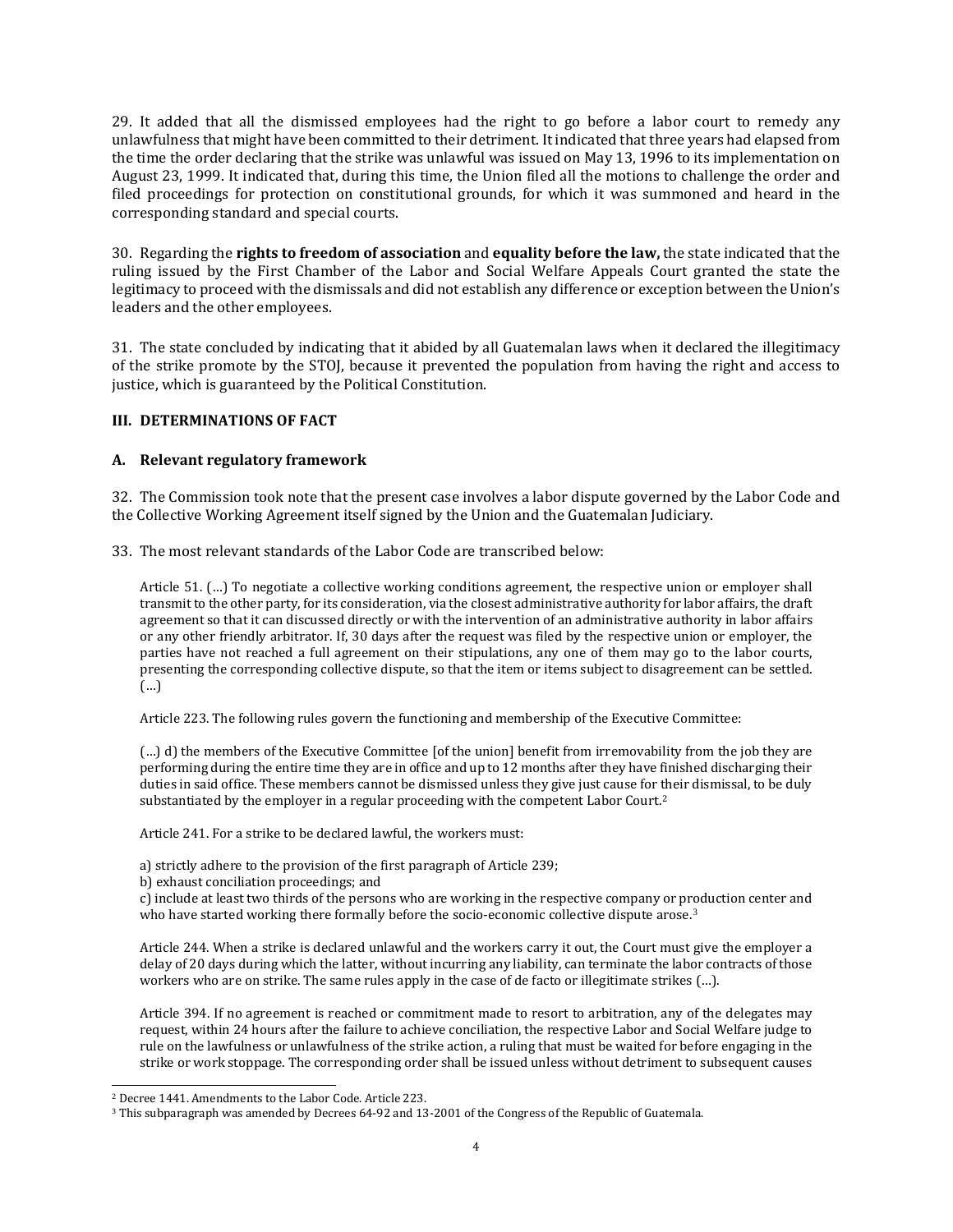29. It added that all the dismissed employees had the right to go before a labor court to remedy any unlawfulness that might have been committed to their detriment. It indicated that three years had elapsed from the time the order declaring that the strike was unlawful was issued on May 13, 1996 to its implementation on August 23, 1999. It indicated that, during this time, the Union filed all the motions to challenge the order and filed proceedings for protection on constitutional grounds, for which it was summoned and heard in the corresponding standard and special courts.

30. Regarding the **rights to freedom of association** and **equality before the law,** the state indicated that the ruling issued by the First Chamber of the Labor and Social Welfare Appeals Court granted the state the legitimacy to proceed with the dismissals and did not establish any difference or exception between the Union's leaders and the other employees.

31. The state concluded by indicating that it abided by all Guatemalan laws when it declared the illegitimacy of the strike promote by the STOJ, because it prevented the population from having the right and access to justice, which is guaranteed by the Political Constitution.

### III. DETERMINATIONS OF FACT

#### A. Relevant regulatory framework

32. The Commission took note that the present case involves a labor dispute governed by the Labor Code and the Collective Working Agreement itself signed by the Union and the Guatemalan Judiciary.

33. The most relevant standards of the Labor Code are transcribed below:

> Article 51. (…) To negotiate a collective working conditions agreement, the respective union or employer shall transmit to the other party, for its consideration, via the closest administrative authority for labor affairs, the draft agreement so that it can discussed directly or with the intervention of an administrative authority in labor affairs or any other friendly arbitrator. If, 30 days after the request was filed by the respective union or employer, the parties have not reached a full agreement on their stipulations, any one of them may go to the labor courts, presenting the corresponding collective dispute, so that the item or items subject to disagreement can be settled. (…)
>
> Article 223. The following rules govern the functioning and membership of the Executive Committee:
>
> (…) d) the members of the Executive Committee [of the union] benefit from irremovability from the job they are performing during the entire time they are in office and up to 12 months after they have finished discharging their duties in said office. These members cannot be dismissed unless they give just cause for their dismissal, to be duly substantiated by the employer in a regular proceeding with the competent Labor Court.[2]
>
> Article 241. For a strike to be declared lawful, the workers must:
>
> a) strictly adhere to the provision of the first paragraph of Article 239;
> b) exhaust conciliation proceedings; and
> c) include at least two thirds of the persons who are working in the respective company or production center and who have started working there formally before the socio-economic collective dispute arose.[3]
>
> Article 244. When a strike is declared unlawful and the workers carry it out, the Court must give the employer a delay of 20 days during which the latter, without incurring any liability, can terminate the labor contracts of those workers who are on strike. The same rules apply in the case of de facto or illegitimate strikes (…).
>
> Article 394. If no agreement is reached or commitment made to resort to arbitration, any of the delegates may request, within 24 hours after the failure to achieve conciliation, the respective Labor and Social Welfare judge to rule on the lawfulness or unlawfulness of the strike action, a ruling that must be waited for before engaging in the strike or work stoppage. The corresponding order shall be issued unless without detriment to subsequent causes

[2] Decree 1441. Amendments to the Labor Code. Article 223.

[3] This subparagraph was amended by Decrees 64-92 and 13-2001 of the Congress of the Republic of Guatemala.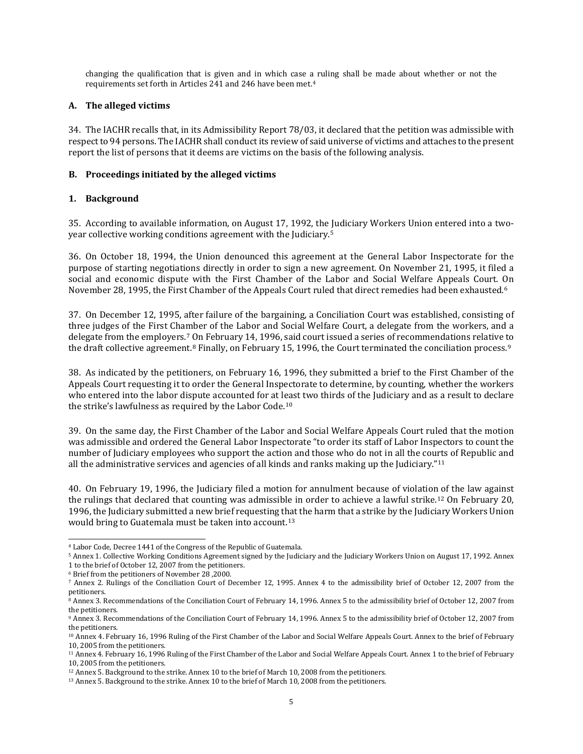changing the qualification that is given and in which case a ruling shall be made about whether or not the requirements set forth in Articles 241 and 246 have been met.[4]

## A. The alleged victims

34. The IACHR recalls that, in its Admissibility Report 78/03, it declared that the petition was admissible with respect to 94 persons. The IACHR shall conduct its review of said universe of victims and attaches to the present report the list of persons that it deems are victims on the basis of the following analysis.

## B. Proceedings initiated by the alleged victims

### 1. Background

35. According to available information, on August 17, 1992, the Judiciary Workers Union entered into a two-year collective working conditions agreement with the Judiciary.[5]

36. On October 18, 1994, the Union denounced this agreement at the General Labor Inspectorate for the purpose of starting negotiations directly in order to sign a new agreement. On November 21, 1995, it filed a social and economic dispute with the First Chamber of the Labor and Social Welfare Appeals Court. On November 28, 1995, the First Chamber of the Appeals Court ruled that direct remedies had been exhausted.[6]

37. On December 12, 1995, after failure of the bargaining, a Conciliation Court was established, consisting of three judges of the First Chamber of the Labor and Social Welfare Court, a delegate from the workers, and a delegate from the employers.[7] On February 14, 1996, said court issued a series of recommendations relative to the draft collective agreement.[8] Finally, on February 15, 1996, the Court terminated the conciliation process.[9]

38. As indicated by the petitioners, on February 16, 1996, they submitted a brief to the First Chamber of the Appeals Court requesting it to order the General Inspectorate to determine, by counting, whether the workers who entered into the labor dispute accounted for at least two thirds of the Judiciary and as a result to declare the strike's lawfulness as required by the Labor Code.[10]

39. On the same day, the First Chamber of the Labor and Social Welfare Appeals Court ruled that the motion was admissible and ordered the General Labor Inspectorate "to order its staff of Labor Inspectors to count the number of Judiciary employees who support the action and those who do not in all the courts of Republic and all the administrative services and agencies of all kinds and ranks making up the Judiciary."[11]

40. On February 19, 1996, the Judiciary filed a motion for annulment because of violation of the law against the rulings that declared that counting was admissible in order to achieve a lawful strike.[12] On February 20, 1996, the Judiciary submitted a new brief requesting that the harm that a strike by the Judiciary Workers Union would bring to Guatemala must be taken into account.[13]

---

[4] Labor Code, Decree 1441 of the Congress of the Republic of Guatemala.

[5] Annex 1. Collective Working Conditions Agreement signed by the Judiciary and the Judiciary Workers Union on August 17, 1992. Annex 1 to the brief of October 12, 2007 from the petitioners.

[6] Brief from the petitioners of November 28 ,2000.

[7] Annex 2. Rulings of the Conciliation Court of December 12, 1995. Annex 4 to the admissibility brief of October 12, 2007 from the petitioners.

[8] Annex 3. Recommendations of the Conciliation Court of February 14, 1996. Annex 5 to the admissibility brief of October 12, 2007 from the petitioners.

[9] Annex 3. Recommendations of the Conciliation Court of February 14, 1996. Annex 5 to the admissibility brief of October 12, 2007 from the petitioners.

[10] Annex 4. February 16, 1996 Ruling of the First Chamber of the Labor and Social Welfare Appeals Court. Annex to the brief of February 10, 2005 from the petitioners.

[11] Annex 4. February 16, 1996 Ruling of the First Chamber of the Labor and Social Welfare Appeals Court. Annex 1 to the brief of February 10, 2005 from the petitioners.

[12] Annex 5. Background to the strike. Annex 10 to the brief of March 10, 2008 from the petitioners.

[13] Annex 5. Background to the strike. Annex 10 to the brief of March 10, 2008 from the petitioners.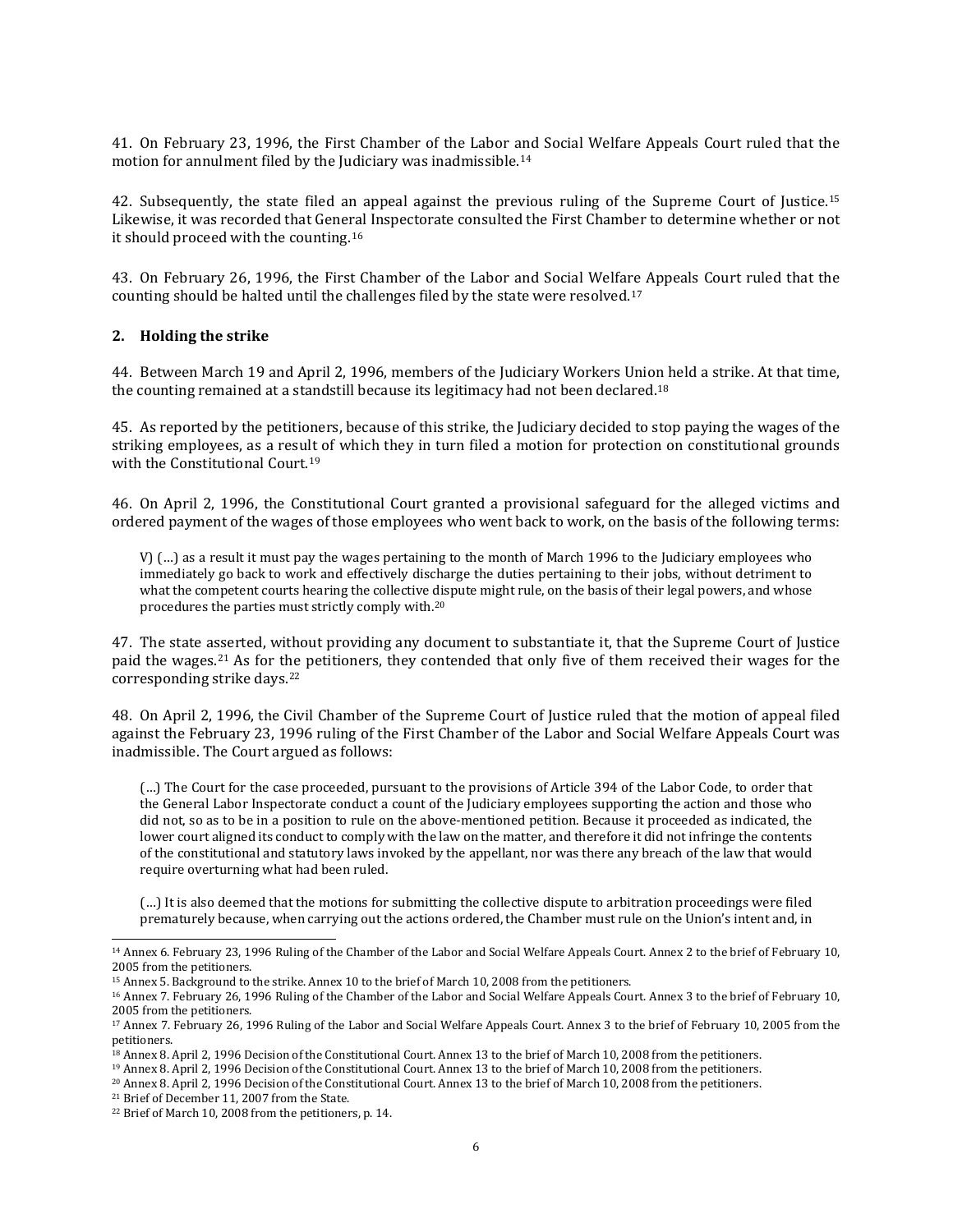41. On February 23, 1996, the First Chamber of the Labor and Social Welfare Appeals Court ruled that the motion for annulment filed by the Judiciary was inadmissible.[14]

42. Subsequently, the state filed an appeal against the previous ruling of the Supreme Court of Justice.[15] Likewise, it was recorded that General Inspectorate consulted the First Chamber to determine whether or not it should proceed with the counting.[16]

43. On February 26, 1996, the First Chamber of the Labor and Social Welfare Appeals Court ruled that the counting should be halted until the challenges filed by the state were resolved.[17]

**2. Holding the strike**

44. Between March 19 and April 2, 1996, members of the Judiciary Workers Union held a strike. At that time, the counting remained at a standstill because its legitimacy had not been declared.[18]

45. As reported by the petitioners, because of this strike, the Judiciary decided to stop paying the wages of the striking employees, as a result of which they in turn filed a motion for protection on constitutional grounds with the Constitutional Court.[19]

46. On April 2, 1996, the Constitutional Court granted a provisional safeguard for the alleged victims and ordered payment of the wages of those employees who went back to work, on the basis of the following terms:

> V) (…) as a result it must pay the wages pertaining to the month of March 1996 to the Judiciary employees who immediately go back to work and effectively discharge the duties pertaining to their jobs, without detriment to what the competent courts hearing the collective dispute might rule, on the basis of their legal powers, and whose procedures the parties must strictly comply with.[20]

47. The state asserted, without providing any document to substantiate it, that the Supreme Court of Justice paid the wages.[21] As for the petitioners, they contended that only five of them received their wages for the corresponding strike days.[22]

48. On April 2, 1996, the Civil Chamber of the Supreme Court of Justice ruled that the motion of appeal filed against the February 23, 1996 ruling of the First Chamber of the Labor and Social Welfare Appeals Court was inadmissible. The Court argued as follows:

> (…) The Court for the case proceeded, pursuant to the provisions of Article 394 of the Labor Code, to order that the General Labor Inspectorate conduct a count of the Judiciary employees supporting the action and those who did not, so as to be in a position to rule on the above-mentioned petition. Because it proceeded as indicated, the lower court aligned its conduct to comply with the law on the matter, and therefore it did not infringe the contents of the constitutional and statutory laws invoked by the appellant, nor was there any breach of the law that would require overturning what had been ruled.
>
> (…) It is also deemed that the motions for submitting the collective dispute to arbitration proceedings were filed prematurely because, when carrying out the actions ordered, the Chamber must rule on the Union's intent and, in

---

[14] Annex 6. February 23, 1996 Ruling of the Chamber of the Labor and Social Welfare Appeals Court. Annex 2 to the brief of February 10, 2005 from the petitioners.

[15] Annex 5. Background to the strike. Annex 10 to the brief of March 10, 2008 from the petitioners.

[16] Annex 7. February 26, 1996 Ruling of the Chamber of the Labor and Social Welfare Appeals Court. Annex 3 to the brief of February 10, 2005 from the petitioners.

[17] Annex 7. February 26, 1996 Ruling of the Labor and Social Welfare Appeals Court. Annex 3 to the brief of February 10, 2005 from the petitioners.

[18] Annex 8. April 2, 1996 Decision of the Constitutional Court. Annex 13 to the brief of March 10, 2008 from the petitioners.

[19] Annex 8. April 2, 1996 Decision of the Constitutional Court. Annex 13 to the brief of March 10, 2008 from the petitioners.

[20] Annex 8. April 2, 1996 Decision of the Constitutional Court. Annex 13 to the brief of March 10, 2008 from the petitioners.

[21] Brief of December 11, 2007 from the State.

[22] Brief of March 10, 2008 from the petitioners, p. 14.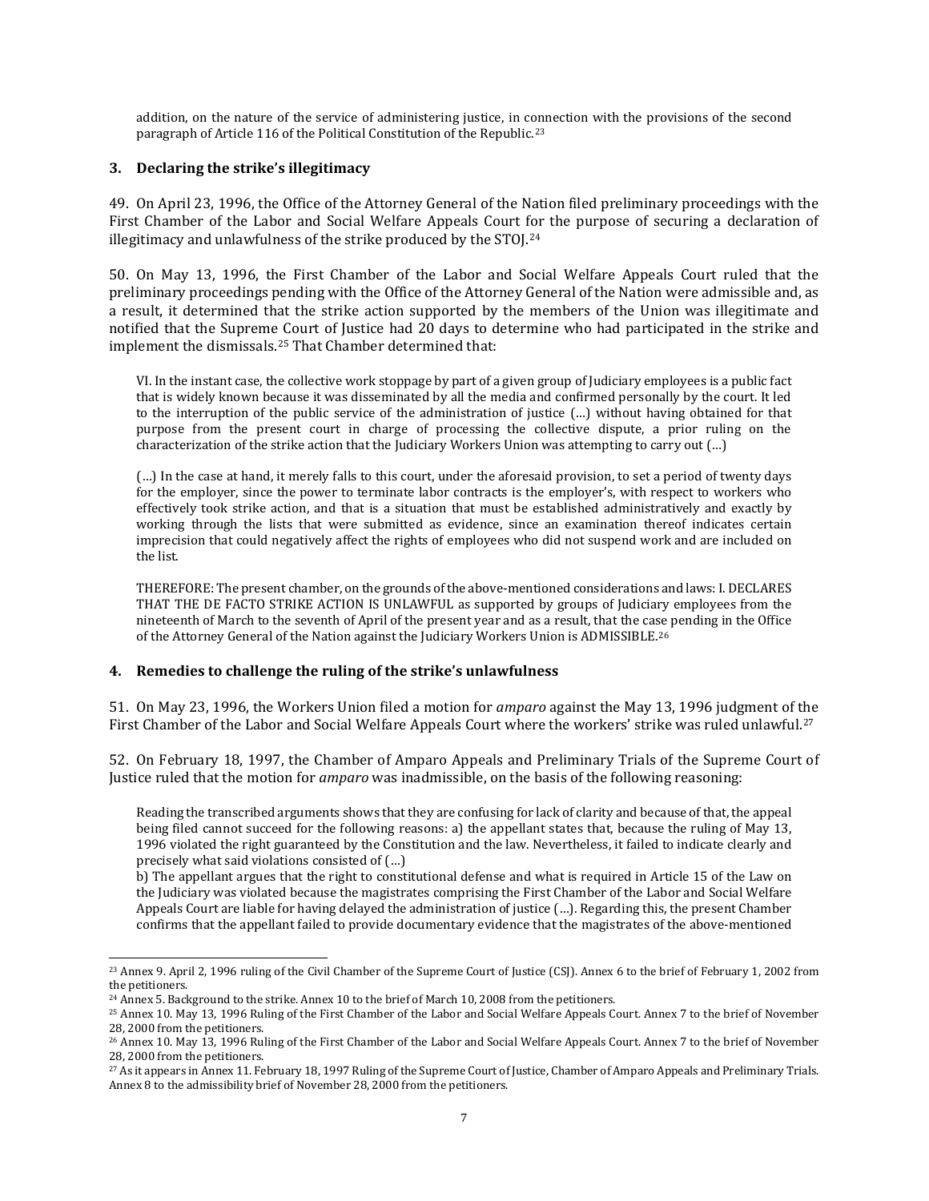> addition, on the nature of the service of administering justice, in connection with the provisions of the second paragraph of Article 116 of the Political Constitution of the Republic.[23]

### 3. Declaring the strike's illegitimacy

49. On April 23, 1996, the Office of the Attorney General of the Nation filed preliminary proceedings with the First Chamber of the Labor and Social Welfare Appeals Court for the purpose of securing a declaration of illegitimacy and unlawfulness of the strike produced by the STOJ.[24]

50. On May 13, 1996, the First Chamber of the Labor and Social Welfare Appeals Court ruled that the preliminary proceedings pending with the Office of the Attorney General of the Nation were admissible and, as a result, it determined that the strike action supported by the members of the Union was illegitimate and notified that the Supreme Court of Justice had 20 days to determine who had participated in the strike and implement the dismissals.[25] That Chamber determined that:

> VI. In the instant case, the collective work stoppage by part of a given group of Judiciary employees is a public fact that is widely known because it was disseminated by all the media and confirmed personally by the court. It led to the interruption of the public service of the administration of justice (…) without having obtained for that purpose from the present court in charge of processing the collective dispute, a prior ruling on the characterization of the strike action that the Judiciary Workers Union was attempting to carry out (…)
>
> (…) In the case at hand, it merely falls to this court, under the aforesaid provision, to set a period of twenty days for the employer, since the power to terminate labor contracts is the employer's, with respect to workers who effectively took strike action, and that is a situation that must be established administratively and exactly by working through the lists that were submitted as evidence, since an examination thereof indicates certain imprecision that could negatively affect the rights of employees who did not suspend work and are included on the list.
>
> THEREFORE: The present chamber, on the grounds of the above-mentioned considerations and laws: I. DECLARES THAT THE DE FACTO STRIKE ACTION IS UNLAWFUL as supported by groups of Judiciary employees from the nineteenth of March to the seventh of April of the present year and as a result, that the case pending in the Office of the Attorney General of the Nation against the Judiciary Workers Union is ADMISSIBLE.[26]

### 4. Remedies to challenge the ruling of the strike's unlawfulness

51. On May 23, 1996, the Workers Union filed a motion for *amparo* against the May 13, 1996 judgment of the First Chamber of the Labor and Social Welfare Appeals Court where the workers' strike was ruled unlawful.[27]

52. On February 18, 1997, the Chamber of Amparo Appeals and Preliminary Trials of the Supreme Court of Justice ruled that the motion for *amparo* was inadmissible, on the basis of the following reasoning:

> Reading the transcribed arguments shows that they are confusing for lack of clarity and because of that, the appeal being filed cannot succeed for the following reasons: a) the appellant states that, because the ruling of May 13, 1996 violated the right guaranteed by the Constitution and the law. Nevertheless, it failed to indicate clearly and precisely what said violations consisted of (…)
>
> b) The appellant argues that the right to constitutional defense and what is required in Article 15 of the Law on the Judiciary was violated because the magistrates comprising the First Chamber of the Labor and Social Welfare Appeals Court are liable for having delayed the administration of justice (…). Regarding this, the present Chamber confirms that the appellant failed to provide documentary evidence that the magistrates of the above-mentioned

---

[23] Annex 9. April 2, 1996 ruling of the Civil Chamber of the Supreme Court of Justice (CSJ). Annex 6 to the brief of February 1, 2002 from the petitioners.

[24] Annex 5. Background to the strike. Annex 10 to the brief of March 10, 2008 from the petitioners.

[25] Annex 10. May 13, 1996 Ruling of the First Chamber of the Labor and Social Welfare Appeals Court. Annex 7 to the brief of November 28, 2000 from the petitioners.

[26] Annex 10. May 13, 1996 Ruling of the First Chamber of the Labor and Social Welfare Appeals Court. Annex 7 to the brief of November 28, 2000 from the petitioners.

[27] As it appears in Annex 11. February 18, 1997 Ruling of the Supreme Court of Justice, Chamber of Amparo Appeals and Preliminary Trials. Annex 8 to the admissibility brief of November 28, 2000 from the petitioners.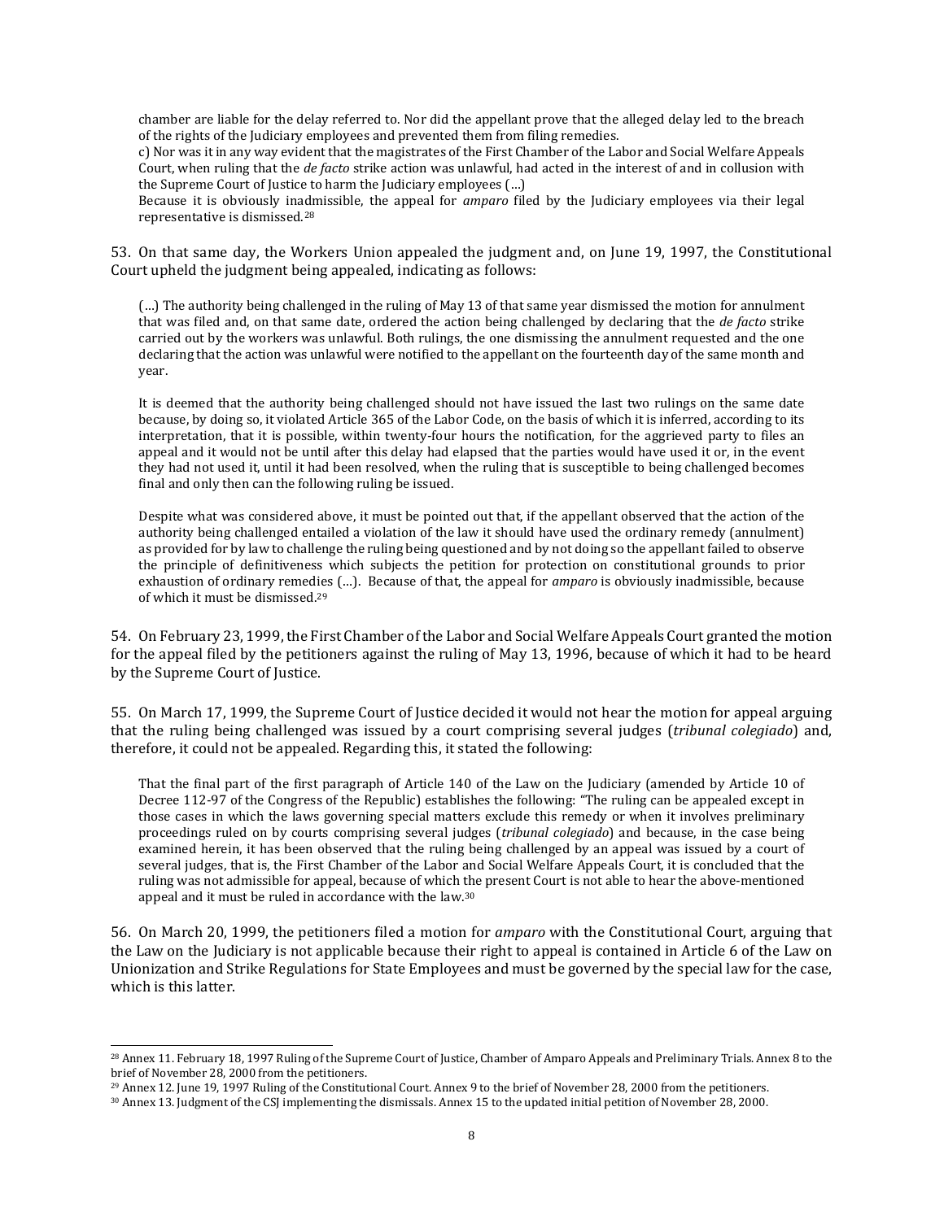> chamber are liable for the delay referred to. Nor did the appellant prove that the alleged delay led to the breach of the rights of the Judiciary employees and prevented them from filing remedies.
>
> c) Nor was it in any way evident that the magistrates of the First Chamber of the Labor and Social Welfare Appeals Court, when ruling that the *de facto* strike action was unlawful, had acted in the interest of and in collusion with the Supreme Court of Justice to harm the Judiciary employees (…)
>
> Because it is obviously inadmissible, the appeal for *amparo* filed by the Judiciary employees via their legal representative is dismissed.[28]

53. On that same day, the Workers Union appealed the judgment and, on June 19, 1997, the Constitutional Court upheld the judgment being appealed, indicating as follows:

> (…) The authority being challenged in the ruling of May 13 of that same year dismissed the motion for annulment that was filed and, on that same date, ordered the action being challenged by declaring that the *de facto* strike carried out by the workers was unlawful. Both rulings, the one dismissing the annulment requested and the one declaring that the action was unlawful were notified to the appellant on the fourteenth day of the same month and year.
>
> It is deemed that the authority being challenged should not have issued the last two rulings on the same date because, by doing so, it violated Article 365 of the Labor Code, on the basis of which it is inferred, according to its interpretation, that it is possible, within twenty-four hours the notification, for the aggrieved party to files an appeal and it would not be until after this delay had elapsed that the parties would have used it or, in the event they had not used it, until it had been resolved, when the ruling that is susceptible to being challenged becomes final and only then can the following ruling be issued.
>
> Despite what was considered above, it must be pointed out that, if the appellant observed that the action of the authority being challenged entailed a violation of the law it should have used the ordinary remedy (annulment) as provided for by law to challenge the ruling being questioned and by not doing so the appellant failed to observe the principle of definitiveness which subjects the petition for protection on constitutional grounds to prior exhaustion of ordinary remedies (…). Because of that, the appeal for *amparo* is obviously inadmissible, because of which it must be dismissed.[29]

54. On February 23, 1999, the First Chamber of the Labor and Social Welfare Appeals Court granted the motion for the appeal filed by the petitioners against the ruling of May 13, 1996, because of which it had to be heard by the Supreme Court of Justice.

55. On March 17, 1999, the Supreme Court of Justice decided it would not hear the motion for appeal arguing that the ruling being challenged was issued by a court comprising several judges (*tribunal colegiado*) and, therefore, it could not be appealed. Regarding this, it stated the following:

> That the final part of the first paragraph of Article 140 of the Law on the Judiciary (amended by Article 10 of Decree 112-97 of the Congress of the Republic) establishes the following: "The ruling can be appealed except in those cases in which the laws governing special matters exclude this remedy or when it involves preliminary proceedings ruled on by courts comprising several judges (*tribunal colegiado*) and because, in the case being examined herein, it has been observed that the ruling being challenged by an appeal was issued by a court of several judges, that is, the First Chamber of the Labor and Social Welfare Appeals Court, it is concluded that the ruling was not admissible for appeal, because of which the present Court is not able to hear the above-mentioned appeal and it must be ruled in accordance with the law.[30]

56. On March 20, 1999, the petitioners filed a motion for *amparo* with the Constitutional Court, arguing that the Law on the Judiciary is not applicable because their right to appeal is contained in Article 6 of the Law on Unionization and Strike Regulations for State Employees and must be governed by the special law for the case, which is this latter.

---

[28] Annex 11. February 18, 1997 Ruling of the Supreme Court of Justice, Chamber of Amparo Appeals and Preliminary Trials. Annex 8 to the brief of November 28, 2000 from the petitioners.

[29] Annex 12. June 19, 1997 Ruling of the Constitutional Court. Annex 9 to the brief of November 28, 2000 from the petitioners.

[30] Annex 13. Judgment of the CSJ implementing the dismissals. Annex 15 to the updated initial petition of November 28, 2000.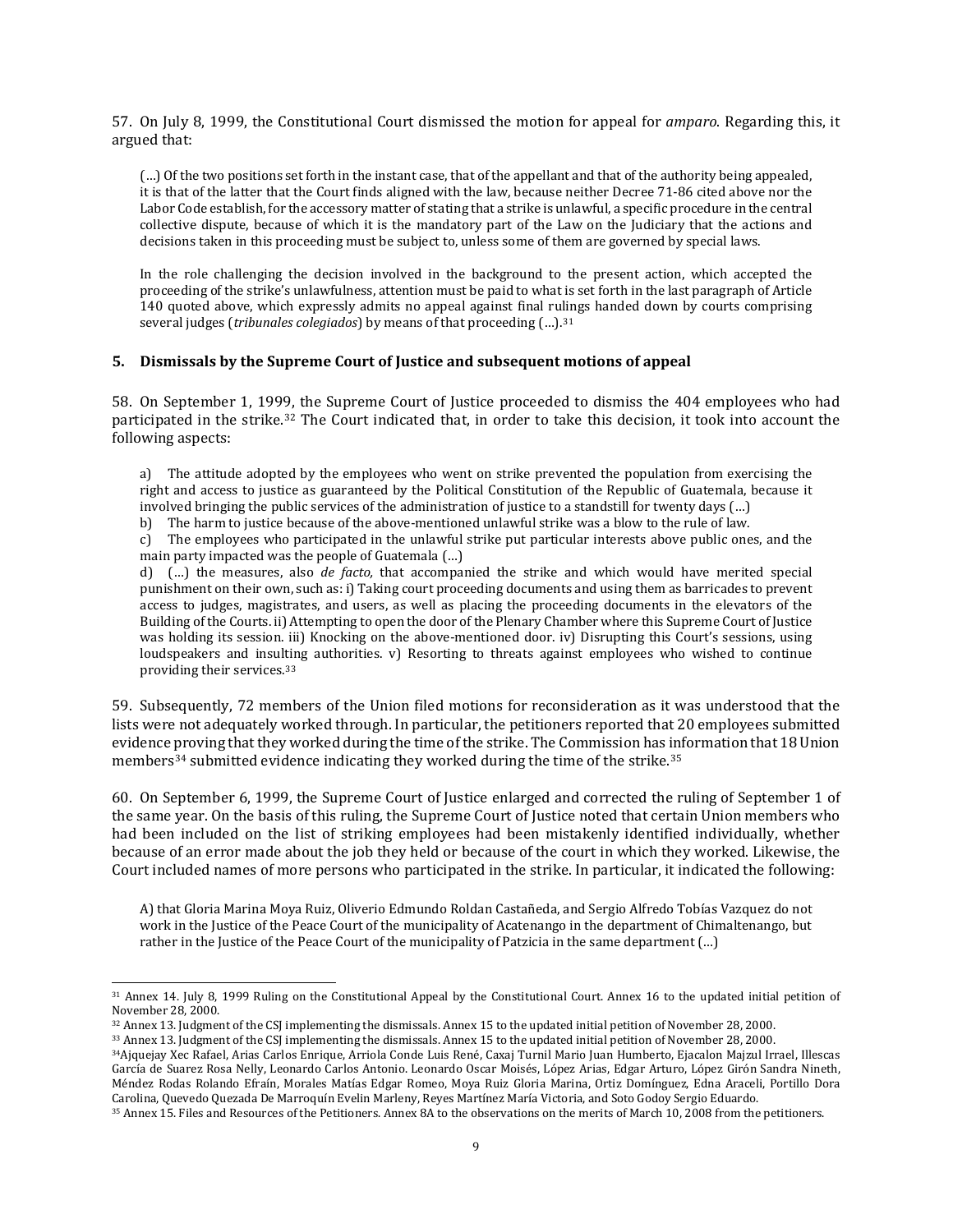57. On July 8, 1999, the Constitutional Court dismissed the motion for appeal for *amparo*. Regarding this, it argued that:

> (…) Of the two positions set forth in the instant case, that of the appellant and that of the authority being appealed, it is that of the latter that the Court finds aligned with the law, because neither Decree 71-86 cited above nor the Labor Code establish, for the accessory matter of stating that a strike is unlawful, a specific procedure in the central collective dispute, because of which it is the mandatory part of the Law on the Judiciary that the actions and decisions taken in this proceeding must be subject to, unless some of them are governed by special laws.
>
> In the role challenging the decision involved in the background to the present action, which accepted the proceeding of the strike's unlawfulness, attention must be paid to what is set forth in the last paragraph of Article 140 quoted above, which expressly admits no appeal against final rulings handed down by courts comprising several judges (*tribunales colegiados*) by means of that proceeding (…).[31]

### 5. Dismissals by the Supreme Court of Justice and subsequent motions of appeal

58. On September 1, 1999, the Supreme Court of Justice proceeded to dismiss the 404 employees who had participated in the strike.[32] The Court indicated that, in order to take this decision, it took into account the following aspects:

> a) The attitude adopted by the employees who went on strike prevented the population from exercising the right and access to justice as guaranteed by the Political Constitution of the Republic of Guatemala, because it involved bringing the public services of the administration of justice to a standstill for twenty days (…)
>
> b) The harm to justice because of the above-mentioned unlawful strike was a blow to the rule of law.
>
> c) The employees who participated in the unlawful strike put particular interests above public ones, and the main party impacted was the people of Guatemala (…)
>
> d) (…) the measures, also *de facto,* that accompanied the strike and which would have merited special punishment on their own, such as: i) Taking court proceeding documents and using them as barricades to prevent access to judges, magistrates, and users, as well as placing the proceeding documents in the elevators of the Building of the Courts. ii) Attempting to open the door of the Plenary Chamber where this Supreme Court of Justice was holding its session. iii) Knocking on the above-mentioned door. iv) Disrupting this Court's sessions, using loudspeakers and insulting authorities. v) Resorting to threats against employees who wished to continue providing their services.[33]

59. Subsequently, 72 members of the Union filed motions for reconsideration as it was understood that the lists were not adequately worked through. In particular, the petitioners reported that 20 employees submitted evidence proving that they worked during the time of the strike. The Commission has information that 18 Union members[34] submitted evidence indicating they worked during the time of the strike.[35]

60. On September 6, 1999, the Supreme Court of Justice enlarged and corrected the ruling of September 1 of the same year. On the basis of this ruling, the Supreme Court of Justice noted that certain Union members who had been included on the list of striking employees had been mistakenly identified individually, whether because of an error made about the job they held or because of the court in which they worked. Likewise, the Court included names of more persons who participated in the strike. In particular, it indicated the following:

> A) that Gloria Marina Moya Ruiz, Oliverio Edmundo Roldan Castañeda, and Sergio Alfredo Tobías Vazquez do not work in the Justice of the Peace Court of the municipality of Acatenango in the department of Chimaltenango, but rather in the Justice of the Peace Court of the municipality of Patzicia in the same department (…)

---

[31] Annex 14. July 8, 1999 Ruling on the Constitutional Appeal by the Constitutional Court. Annex 16 to the updated initial petition of November 28, 2000.

[32] Annex 13. Judgment of the CSJ implementing the dismissals. Annex 15 to the updated initial petition of November 28, 2000.

[33] Annex 13. Judgment of the CSJ implementing the dismissals. Annex 15 to the updated initial petition of November 28, 2000.

[34] Ajquejay Xec Rafael, Arias Carlos Enrique, Arriola Conde Luis René, Caxaj Turnil Mario Juan Humberto, Ejacalon Majzul Irrael, Illescas García de Suarez Rosa Nelly, Leonardo Carlos Antonio. Leonardo Oscar Moisés, López Arias, Edgar Arturo, López Girón Sandra Nineth, Méndez Rodas Rolando Efraín, Morales Matías Edgar Romeo, Moya Ruiz Gloria Marina, Ortiz Domínguez, Edna Araceli, Portillo Dora Carolina, Quevedo Quezada De Marroquín Evelin Marleny, Reyes Martínez María Victoria, and Soto Godoy Sergio Eduardo.

[35] Annex 15. Files and Resources of the Petitioners. Annex 8A to the observations on the merits of March 10, 2008 from the petitioners.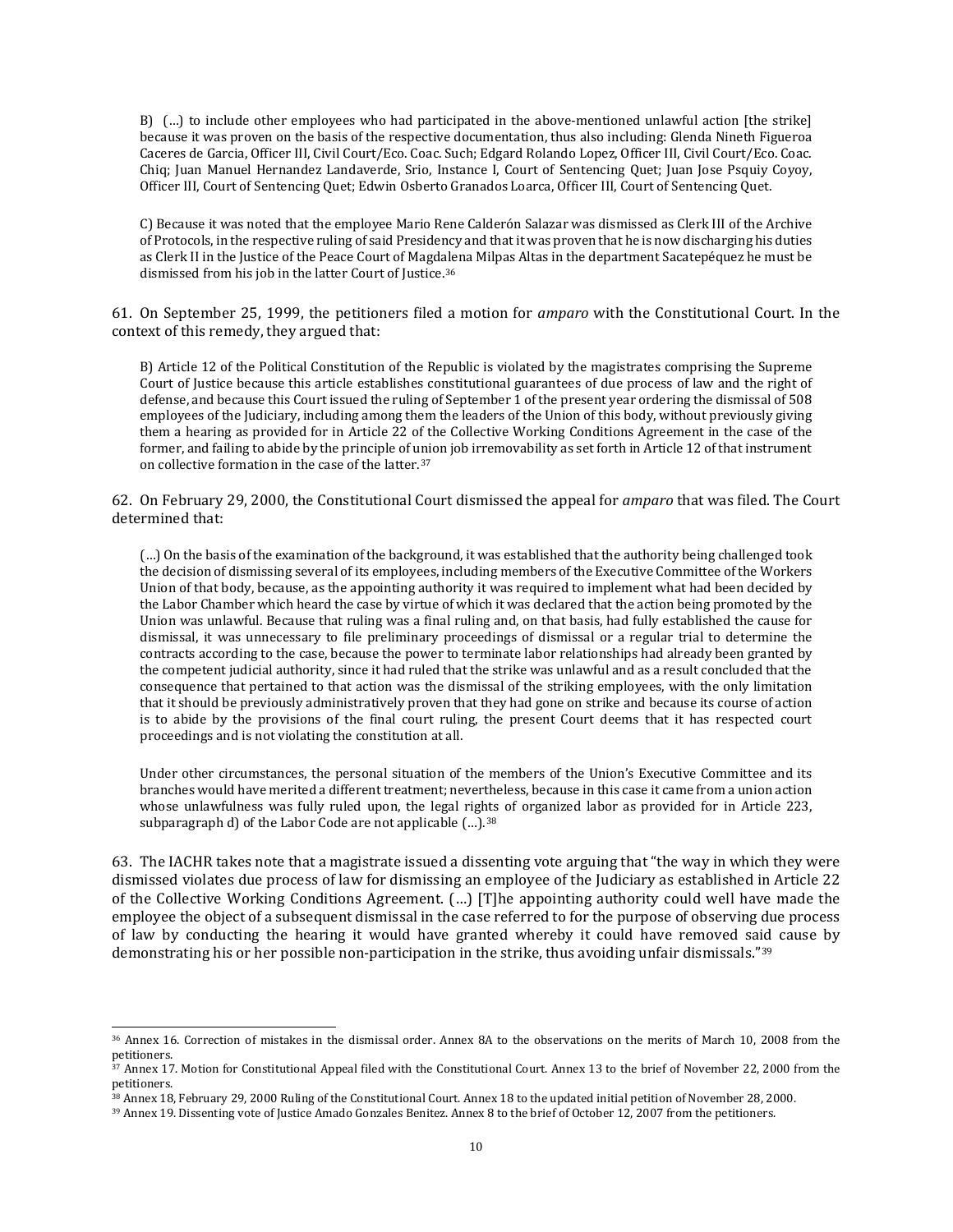> B) (…) to include other employees who had participated in the above-mentioned unlawful action [the strike] because it was proven on the basis of the respective documentation, thus also including: Glenda Nineth Figueroa Caceres de Garcia, Officer III, Civil Court/Eco. Coac. Such; Edgard Rolando Lopez, Officer III, Civil Court/Eco. Coac. Chiq; Juan Manuel Hernandez Landaverde, Srio, Instance I, Court of Sentencing Quet; Juan Jose Psquiy Coyoy, Officer III, Court of Sentencing Quet; Edwin Osberto Granados Loarca, Officer III, Court of Sentencing Quet.
>
> C) Because it was noted that the employee Mario Rene Calderón Salazar was dismissed as Clerk III of the Archive of Protocols, in the respective ruling of said Presidency and that it was proven that he is now discharging his duties as Clerk II in the Justice of the Peace Court of Magdalena Milpas Altas in the department Sacatepéquez he must be dismissed from his job in the latter Court of Justice.[36]

61. On September 25, 1999, the petitioners filed a motion for *amparo* with the Constitutional Court. In the context of this remedy, they argued that:

> B) Article 12 of the Political Constitution of the Republic is violated by the magistrates comprising the Supreme Court of Justice because this article establishes constitutional guarantees of due process of law and the right of defense, and because this Court issued the ruling of September 1 of the present year ordering the dismissal of 508 employees of the Judiciary, including among them the leaders of the Union of this body, without previously giving them a hearing as provided for in Article 22 of the Collective Working Conditions Agreement in the case of the former, and failing to abide by the principle of union job irremovability as set forth in Article 12 of that instrument on collective formation in the case of the latter.[37]

62. On February 29, 2000, the Constitutional Court dismissed the appeal for *amparo* that was filed. The Court determined that:

> (…) On the basis of the examination of the background, it was established that the authority being challenged took the decision of dismissing several of its employees, including members of the Executive Committee of the Workers Union of that body, because, as the appointing authority it was required to implement what had been decided by the Labor Chamber which heard the case by virtue of which it was declared that the action being promoted by the Union was unlawful. Because that ruling was a final ruling and, on that basis, had fully established the cause for dismissal, it was unnecessary to file preliminary proceedings of dismissal or a regular trial to determine the contracts according to the case, because the power to terminate labor relationships had already been granted by the competent judicial authority, since it had ruled that the strike was unlawful and as a result concluded that the consequence that pertained to that action was the dismissal of the striking employees, with the only limitation that it should be previously administratively proven that they had gone on strike and because its course of action is to abide by the provisions of the final court ruling, the present Court deems that it has respected court proceedings and is not violating the constitution at all.
>
> Under other circumstances, the personal situation of the members of the Union's Executive Committee and its branches would have merited a different treatment; nevertheless, because in this case it came from a union action whose unlawfulness was fully ruled upon, the legal rights of organized labor as provided for in Article 223, subparagraph d) of the Labor Code are not applicable (…).[38]

63. The IACHR takes note that a magistrate issued a dissenting vote arguing that "the way in which they were dismissed violates due process of law for dismissing an employee of the Judiciary as established in Article 22 of the Collective Working Conditions Agreement. (…) [T]he appointing authority could well have made the employee the object of a subsequent dismissal in the case referred to for the purpose of observing due process of law by conducting the hearing it would have granted whereby it could have removed said cause by demonstrating his or her possible non-participation in the strike, thus avoiding unfair dismissals."[39]

---

[36] Annex 16. Correction of mistakes in the dismissal order. Annex 8A to the observations on the merits of March 10, 2008 from the petitioners.

[37] Annex 17. Motion for Constitutional Appeal filed with the Constitutional Court. Annex 13 to the brief of November 22, 2000 from the petitioners.

[38] Annex 18, February 29, 2000 Ruling of the Constitutional Court. Annex 18 to the updated initial petition of November 28, 2000.

[39] Annex 19. Dissenting vote of Justice Amado Gonzales Benitez. Annex 8 to the brief of October 12, 2007 from the petitioners.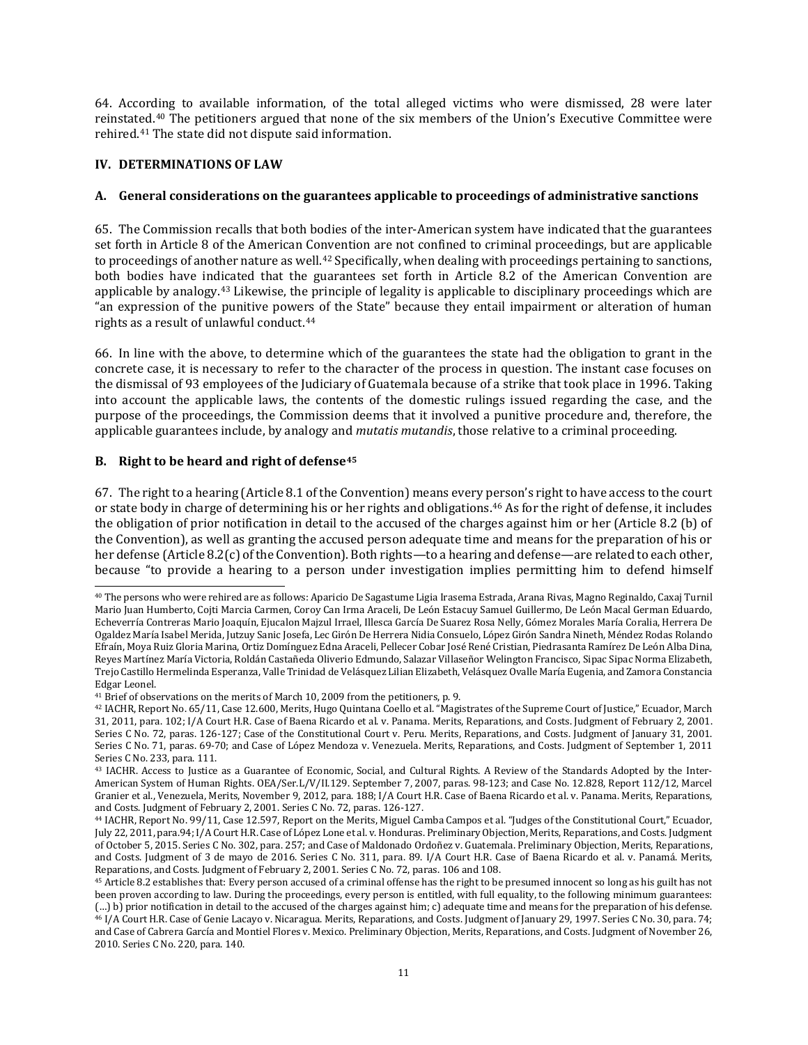64. According to available information, of the total alleged victims who were dismissed, 28 were later reinstated.[40] The petitioners argued that none of the six members of the Union's Executive Committee were rehired.[41] The state did not dispute said information.

## IV. DETERMINATIONS OF LAW

### A. General considerations on the guarantees applicable to proceedings of administrative sanctions

65. The Commission recalls that both bodies of the inter-American system have indicated that the guarantees set forth in Article 8 of the American Convention are not confined to criminal proceedings, but are applicable to proceedings of another nature as well.[42] Specifically, when dealing with proceedings pertaining to sanctions, both bodies have indicated that the guarantees set forth in Article 8.2 of the American Convention are applicable by analogy.[43] Likewise, the principle of legality is applicable to disciplinary proceedings which are "an expression of the punitive powers of the State" because they entail impairment or alteration of human rights as a result of unlawful conduct.[44]

66. In line with the above, to determine which of the guarantees the state had the obligation to grant in the concrete case, it is necessary to refer to the character of the process in question. The instant case focuses on the dismissal of 93 employees of the Judiciary of Guatemala because of a strike that took place in 1996. Taking into account the applicable laws, the contents of the domestic rulings issued regarding the case, and the purpose of the proceedings, the Commission deems that it involved a punitive procedure and, therefore, the applicable guarantees include, by analogy and *mutatis mutandis*, those relative to a criminal proceeding.

### B. Right to be heard and right of defense[45]

67. The right to a hearing (Article 8.1 of the Convention) means every person's right to have access to the court or state body in charge of determining his or her rights and obligations.[46] As for the right of defense, it includes the obligation of prior notification in detail to the accused of the charges against him or her (Article 8.2 (b) of the Convention), as well as granting the accused person adequate time and means for the preparation of his or her defense (Article 8.2(c) of the Convention). Both rights—to a hearing and defense—are related to each other, because "to provide a hearing to a person under investigation implies permitting him to defend himself

---

[40] The persons who were rehired are as follows: Aparicio De Sagastume Ligia Irasema Estrada, Arana Rivas, Magno Reginaldo, Caxaj Turnil Mario Juan Humberto, Cojti Marcia Carmen, Coroy Can Irma Araceli, De León Estacuy Samuel Guillermo, De León Macal German Eduardo, Echeverría Contreras Mario Joaquín, Ejucalon Majzul Irrael, Illesca García De Suarez Rosa Nelly, Gómez Morales María Coralia, Herrera De Ogaldez María Isabel Merida, Jutzuy Sanic Josefa, Lec Girón De Herrera Nidia Consuelo, López Girón Sandra Nineth, Méndez Rodas Rolando Efraín, Moya Ruiz Gloria Marina, Ortiz Domínguez Edna Araceli, Pellecer Cobar José René Cristian, Piedrasanta Ramírez De León Alba Dina, Reyes Martínez María Victoria, Roldán Castañeda Oliverio Edmundo, Salazar Villaseñor Welington Francisco, Sipac Sipac Norma Elizabeth, Trejo Castillo Hermelinda Esperanza, Valle Trinidad de Velásquez Lilian Elizabeth, Velásquez Ovalle María Eugenia, and Zamora Constancia Edgar Leonel.

[41] Brief of observations on the merits of March 10, 2009 from the petitioners, p. 9.

[42] IACHR, Report No. 65/11, Case 12.600, Merits, Hugo Quintana Coello et al. "Magistrates of the Supreme Court of Justice," Ecuador, March 31, 2011, para. 102; I/A Court H.R. Case of Baena Ricardo et al. v. Panama. Merits, Reparations, and Costs. Judgment of February 2, 2001. Series C No. 72, paras. 126-127; Case of the Constitutional Court v. Peru. Merits, Reparations, and Costs. Judgment of January 31, 2001. Series C No. 71, paras. 69-70; and Case of López Mendoza v. Venezuela. Merits, Reparations, and Costs. Judgment of September 1, 2011 Series C No. 233, para. 111.

[43] IACHR. Access to Justice as a Guarantee of Economic, Social, and Cultural Rights. A Review of the Standards Adopted by the Inter-American System of Human Rights. OEA/Ser.L/V/II.129. September 7, 2007, paras. 98-123; and Case No. 12.828, Report 112/12, Marcel Granier et al., Venezuela, Merits, November 9, 2012, para. 188; I/A Court H.R. Case of Baena Ricardo et al. v. Panama. Merits, Reparations, and Costs. Judgment of February 2, 2001. Series C No. 72, paras. 126-127.

[44] IACHR, Report No. 99/11, Case 12.597, Report on the Merits, Miguel Camba Campos et al. "Judges of the Constitutional Court," Ecuador, July 22, 2011, para.94; I/A Court H.R. Case of López Lone et al. v. Honduras. Preliminary Objection, Merits, Reparations, and Costs. Judgment of October 5, 2015. Series C No. 302, para. 257; and Case of Maldonado Ordoñez v. Guatemala. Preliminary Objection, Merits, Reparations, and Costs. Judgment of 3 de mayo de 2016. Series C No. 311, para. 89. I/A Court H.R. Case of Baena Ricardo et al. v. Panamá. Merits, Reparations, and Costs. Judgment of February 2, 2001. Series C No. 72, paras. 106 and 108.

[45] Article 8.2 establishes that: Every person accused of a criminal offense has the right to be presumed innocent so long as his guilt has not been proven according to law. During the proceedings, every person is entitled, with full equality, to the following minimum guarantees: (…) b) prior notification in detail to the accused of the charges against him; c) adequate time and means for the preparation of his defense.

[46] I/A Court H.R. Case of Genie Lacayo v. Nicaragua. Merits, Reparations, and Costs. Judgment of January 29, 1997. Series C No. 30, para. 74; and Case of Cabrera García and Montiel Flores v. Mexico. Preliminary Objection, Merits, Reparations, and Costs. Judgment of November 26, 2010. Series C No. 220, para. 140.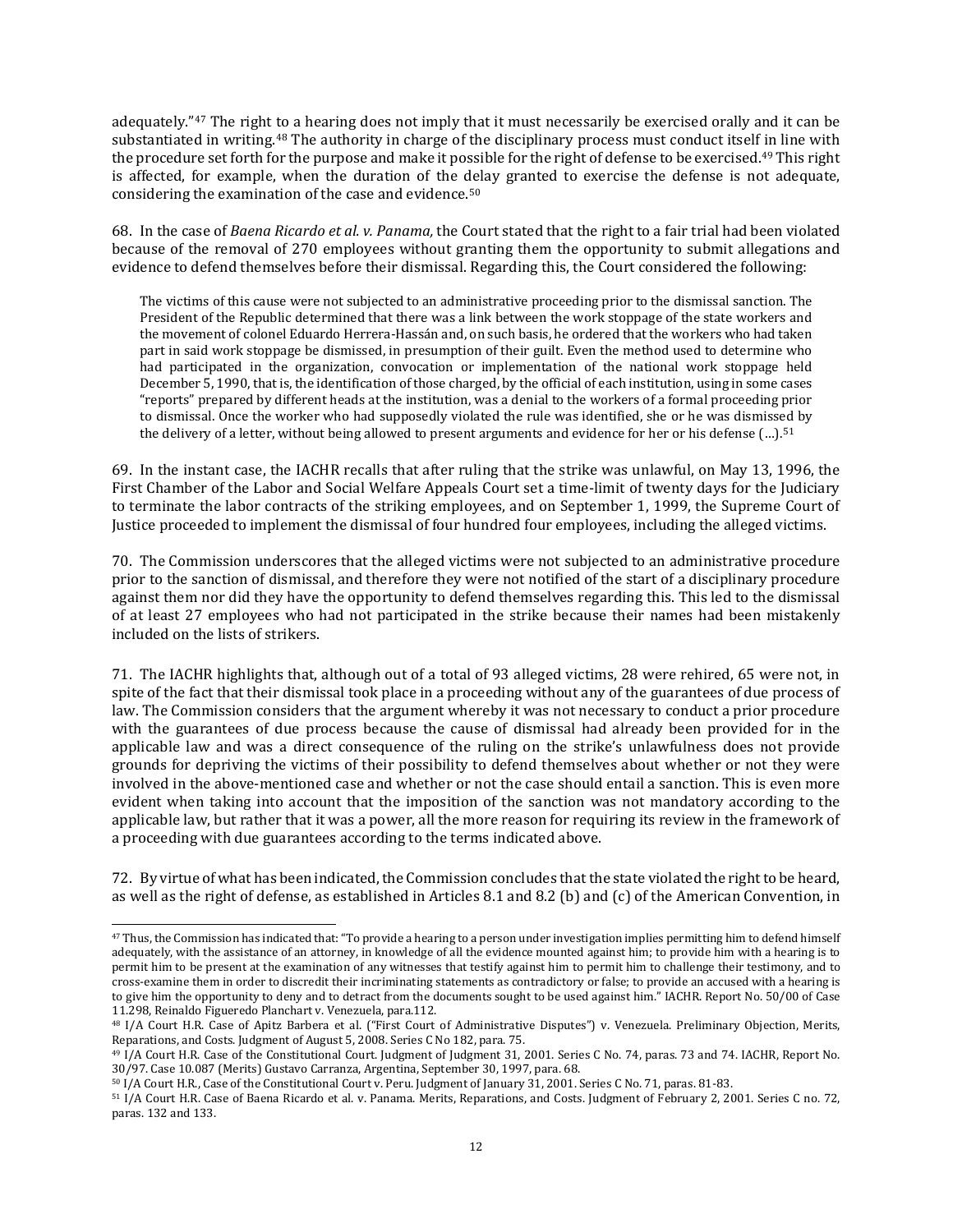adequately."[47] The right to a hearing does not imply that it must necessarily be exercised orally and it can be substantiated in writing.[48] The authority in charge of the disciplinary process must conduct itself in line with the procedure set forth for the purpose and make it possible for the right of defense to be exercised.[49] This right is affected, for example, when the duration of the delay granted to exercise the defense is not adequate, considering the examination of the case and evidence.[50]

68. In the case of *Baena Ricardo et al. v. Panama,* the Court stated that the right to a fair trial had been violated because of the removal of 270 employees without granting them the opportunity to submit allegations and evidence to defend themselves before their dismissal. Regarding this, the Court considered the following:

> The victims of this cause were not subjected to an administrative proceeding prior to the dismissal sanction. The President of the Republic determined that there was a link between the work stoppage of the state workers and the movement of colonel Eduardo Herrera-Hassán and, on such basis, he ordered that the workers who had taken part in said work stoppage be dismissed, in presumption of their guilt. Even the method used to determine who had participated in the organization, convocation or implementation of the national work stoppage held December 5, 1990, that is, the identification of those charged, by the official of each institution, using in some cases "reports" prepared by different heads at the institution, was a denial to the workers of a formal proceeding prior to dismissal. Once the worker who had supposedly violated the rule was identified, she or he was dismissed by the delivery of a letter, without being allowed to present arguments and evidence for her or his defense (…).[51]

69. In the instant case, the IACHR recalls that after ruling that the strike was unlawful, on May 13, 1996, the First Chamber of the Labor and Social Welfare Appeals Court set a time-limit of twenty days for the Judiciary to terminate the labor contracts of the striking employees, and on September 1, 1999, the Supreme Court of Justice proceeded to implement the dismissal of four hundred four employees, including the alleged victims.

70. The Commission underscores that the alleged victims were not subjected to an administrative procedure prior to the sanction of dismissal, and therefore they were not notified of the start of a disciplinary procedure against them nor did they have the opportunity to defend themselves regarding this. This led to the dismissal of at least 27 employees who had not participated in the strike because their names had been mistakenly included on the lists of strikers.

71. The IACHR highlights that, although out of a total of 93 alleged victims, 28 were rehired, 65 were not, in spite of the fact that their dismissal took place in a proceeding without any of the guarantees of due process of law. The Commission considers that the argument whereby it was not necessary to conduct a prior procedure with the guarantees of due process because the cause of dismissal had already been provided for in the applicable law and was a direct consequence of the ruling on the strike's unlawfulness does not provide grounds for depriving the victims of their possibility to defend themselves about whether or not they were involved in the above-mentioned case and whether or not the case should entail a sanction. This is even more evident when taking into account that the imposition of the sanction was not mandatory according to the applicable law, but rather that it was a power, all the more reason for requiring its review in the framework of a proceeding with due guarantees according to the terms indicated above.

72. By virtue of what has been indicated, the Commission concludes that the state violated the right to be heard, as well as the right of defense, as established in Articles 8.1 and 8.2 (b) and (c) of the American Convention, in

---

[47] Thus, the Commission has indicated that: "To provide a hearing to a person under investigation implies permitting him to defend himself adequately, with the assistance of an attorney, in knowledge of all the evidence mounted against him; to provide him with a hearing is to permit him to be present at the examination of any witnesses that testify against him to permit him to challenge their testimony, and to cross-examine them in order to discredit their incriminating statements as contradictory or false; to provide an accused with a hearing is to give him the opportunity to deny and to detract from the documents sought to be used against him." IACHR. Report No. 50/00 of Case 11.298, Reinaldo Figueredo Planchart v. Venezuela, para.112.

[48] I/A Court H.R. Case of Apitz Barbera et al. ("First Court of Administrative Disputes") v. Venezuela. Preliminary Objection, Merits, Reparations, and Costs. Judgment of August 5, 2008. Series C No 182, para. 75.

[49] I/A Court H.R. Case of the Constitutional Court. Judgment of Judgment 31, 2001. Series C No. 74, paras. 73 and 74. IACHR, Report No. 30/97. Case 10.087 (Merits) Gustavo Carranza, Argentina, September 30, 1997, para. 68.

[50] I/A Court H.R., Case of the Constitutional Court v. Peru. Judgment of January 31, 2001. Series C No. 71, paras. 81-83.

[51] I/A Court H.R. Case of Baena Ricardo et al. v. Panama. Merits, Reparations, and Costs. Judgment of February 2, 2001. Series C no. 72, paras. 132 and 133.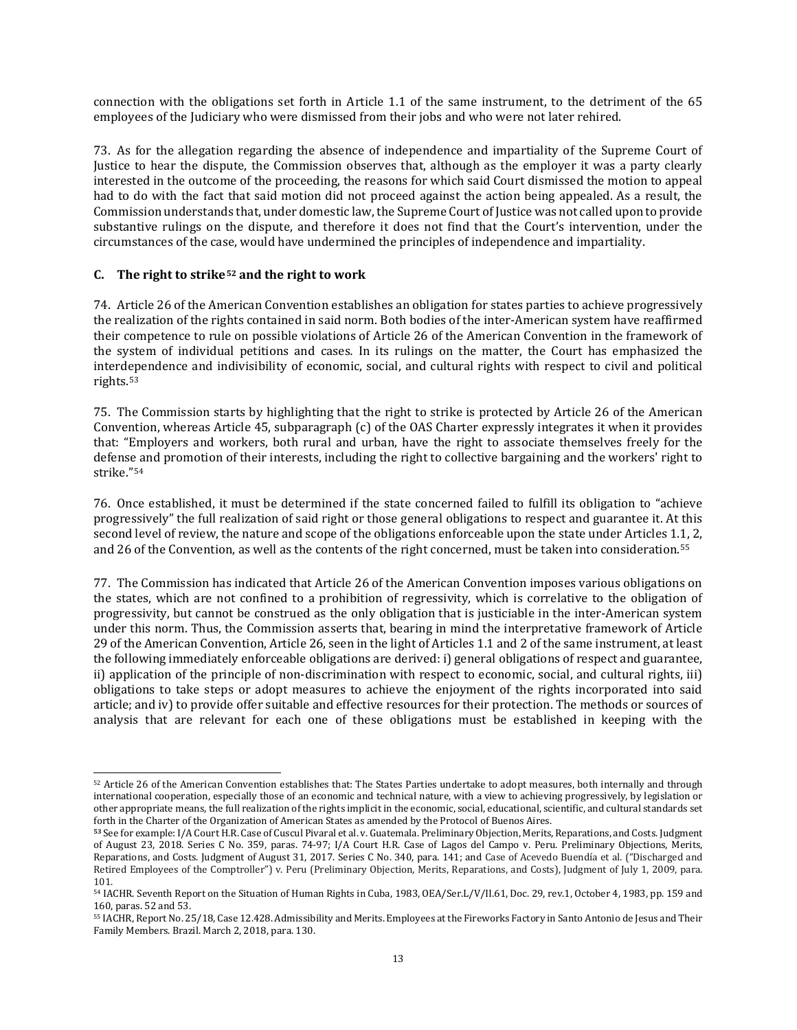connection with the obligations set forth in Article 1.1 of the same instrument, to the detriment of the 65 employees of the Judiciary who were dismissed from their jobs and who were not later rehired.

73. As for the allegation regarding the absence of independence and impartiality of the Supreme Court of Justice to hear the dispute, the Commission observes that, although as the employer it was a party clearly interested in the outcome of the proceeding, the reasons for which said Court dismissed the motion to appeal had to do with the fact that said motion did not proceed against the action being appealed. As a result, the Commission understands that, under domestic law, the Supreme Court of Justice was not called upon to provide substantive rulings on the dispute, and therefore it does not find that the Court's intervention, under the circumstances of the case, would have undermined the principles of independence and impartiality.

### C. The right to strike[52] and the right to work

74. Article 26 of the American Convention establishes an obligation for states parties to achieve progressively the realization of the rights contained in said norm. Both bodies of the inter-American system have reaffirmed their competence to rule on possible violations of Article 26 of the American Convention in the framework of the system of individual petitions and cases. In its rulings on the matter, the Court has emphasized the interdependence and indivisibility of economic, social, and cultural rights with respect to civil and political rights.[53]

75. The Commission starts by highlighting that the right to strike is protected by Article 26 of the American Convention, whereas Article 45, subparagraph (c) of the OAS Charter expressly integrates it when it provides that: "Employers and workers, both rural and urban, have the right to associate themselves freely for the defense and promotion of their interests, including the right to collective bargaining and the workers' right to strike."[54]

76. Once established, it must be determined if the state concerned failed to fulfill its obligation to "achieve progressively" the full realization of said right or those general obligations to respect and guarantee it. At this second level of review, the nature and scope of the obligations enforceable upon the state under Articles 1.1, 2, and 26 of the Convention, as well as the contents of the right concerned, must be taken into consideration.[55]

77. The Commission has indicated that Article 26 of the American Convention imposes various obligations on the states, which are not confined to a prohibition of regressivity, which is correlative to the obligation of progressivity, but cannot be construed as the only obligation that is justiciable in the inter-American system under this norm. Thus, the Commission asserts that, bearing in mind the interpretative framework of Article 29 of the American Convention, Article 26, seen in the light of Articles 1.1 and 2 of the same instrument, at least the following immediately enforceable obligations are derived: i) general obligations of respect and guarantee, ii) application of the principle of non-discrimination with respect to economic, social, and cultural rights, iii) obligations to take steps or adopt measures to achieve the enjoyment of the rights incorporated into said article; and iv) to provide offer suitable and effective resources for their protection. The methods or sources of analysis that are relevant for each one of these obligations must be established in keeping with the

---

[52] Article 26 of the American Convention establishes that: The States Parties undertake to adopt measures, both internally and through international cooperation, especially those of an economic and technical nature, with a view to achieving progressively, by legislation or other appropriate means, the full realization of the rights implicit in the economic, social, educational, scientific, and cultural standards set forth in the Charter of the Organization of American States as amended by the Protocol of Buenos Aires.

[53] See for example: I/A Court H.R. Case of Cuscul Pivaral et al. v. Guatemala. Preliminary Objection, Merits, Reparations, and Costs. Judgment of August 23, 2018. Series C No. 359, paras. 74-97; I/A Court H.R. Case of Lagos del Campo v. Peru. Preliminary Objections, Merits, Reparations, and Costs. Judgment of August 31, 2017. Series C No. 340, para. 141; and Case of Acevedo Buendía et al. ("Discharged and Retired Employees of the Comptroller") v. Peru (Preliminary Objection, Merits, Reparations, and Costs), Judgment of July 1, 2009, para. 101.

[54] IACHR. Seventh Report on the Situation of Human Rights in Cuba, 1983, OEA/Ser.L/V/II.61, Doc. 29, rev.1, October 4, 1983, pp. 159 and 160, paras. 52 and 53.

[55] IACHR, Report No. 25/18, Case 12.428. Admissibility and Merits. Employees at the Fireworks Factory in Santo Antonio de Jesus and Their Family Members. Brazil. March 2, 2018, para. 130.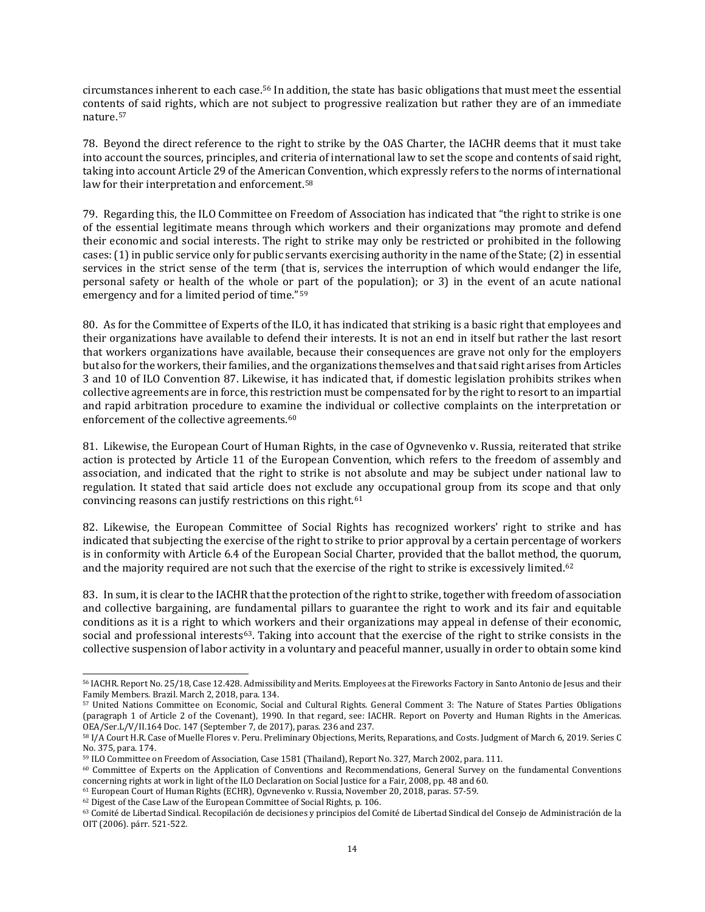circumstances inherent to each case.[56] In addition, the state has basic obligations that must meet the essential contents of said rights, which are not subject to progressive realization but rather they are of an immediate nature.[57]

78. Beyond the direct reference to the right to strike by the OAS Charter, the IACHR deems that it must take into account the sources, principles, and criteria of international law to set the scope and contents of said right, taking into account Article 29 of the American Convention, which expressly refers to the norms of international law for their interpretation and enforcement.[58]

79. Regarding this, the ILO Committee on Freedom of Association has indicated that "the right to strike is one of the essential legitimate means through which workers and their organizations may promote and defend their economic and social interests. The right to strike may only be restricted or prohibited in the following cases: (1) in public service only for public servants exercising authority in the name of the State; (2) in essential services in the strict sense of the term (that is, services the interruption of which would endanger the life, personal safety or health of the whole or part of the population); or 3) in the event of an acute national emergency and for a limited period of time."[59]

80. As for the Committee of Experts of the ILO, it has indicated that striking is a basic right that employees and their organizations have available to defend their interests. It is not an end in itself but rather the last resort that workers organizations have available, because their consequences are grave not only for the employers but also for the workers, their families, and the organizations themselves and that said right arises from Articles 3 and 10 of ILO Convention 87. Likewise, it has indicated that, if domestic legislation prohibits strikes when collective agreements are in force, this restriction must be compensated for by the right to resort to an impartial and rapid arbitration procedure to examine the individual or collective complaints on the interpretation or enforcement of the collective agreements.[60]

81. Likewise, the European Court of Human Rights, in the case of Ogvnevenko v. Russia, reiterated that strike action is protected by Article 11 of the European Convention, which refers to the freedom of assembly and association, and indicated that the right to strike is not absolute and may be subject under national law to regulation. It stated that said article does not exclude any occupational group from its scope and that only convincing reasons can justify restrictions on this right.[61]

82. Likewise, the European Committee of Social Rights has recognized workers' right to strike and has indicated that subjecting the exercise of the right to strike to prior approval by a certain percentage of workers is in conformity with Article 6.4 of the European Social Charter, provided that the ballot method, the quorum, and the majority required are not such that the exercise of the right to strike is excessively limited.[62]

83. In sum, it is clear to the IACHR that the protection of the right to strike, together with freedom of association and collective bargaining, are fundamental pillars to guarantee the right to work and its fair and equitable conditions as it is a right to which workers and their organizations may appeal in defense of their economic, social and professional interests[63]. Taking into account that the exercise of the right to strike consists in the collective suspension of labor activity in a voluntary and peaceful manner, usually in order to obtain some kind

---

[56] IACHR. Report No. 25/18, Case 12.428. Admissibility and Merits. Employees at the Fireworks Factory in Santo Antonio de Jesus and their Family Members. Brazil. March 2, 2018, para. 134.

[57] United Nations Committee on Economic, Social and Cultural Rights. General Comment 3: The Nature of States Parties Obligations (paragraph 1 of Article 2 of the Covenant), 1990. In that regard, see: IACHR. Report on Poverty and Human Rights in the Americas. OEA/Ser.L/V/II.164 Doc. 147 (September 7, de 2017), paras. 236 and 237.

[58] I/A Court H.R. Case of Muelle Flores v. Peru. Preliminary Objections, Merits, Reparations, and Costs. Judgment of March 6, 2019. Series C No. 375, para. 174.

[59] ILO Committee on Freedom of Association, Case 1581 (Thailand), Report No. 327, March 2002, para. 111.

[60] Committee of Experts on the Application of Conventions and Recommendations, General Survey on the fundamental Conventions concerning rights at work in light of the ILO Declaration on Social Justice for a Fair, 2008, pp. 48 and 60.

[61] European Court of Human Rights (ECHR), Ogvnevenko v. Russia, November 20, 2018, paras. 57-59.

[62] Digest of the Case Law of the European Committee of Social Rights, p. 106.

[63] Comité de Libertad Sindical. Recopilación de decisiones y principios del Comité de Libertad Sindical del Consejo de Administración de la OIT (2006). párr. 521-522.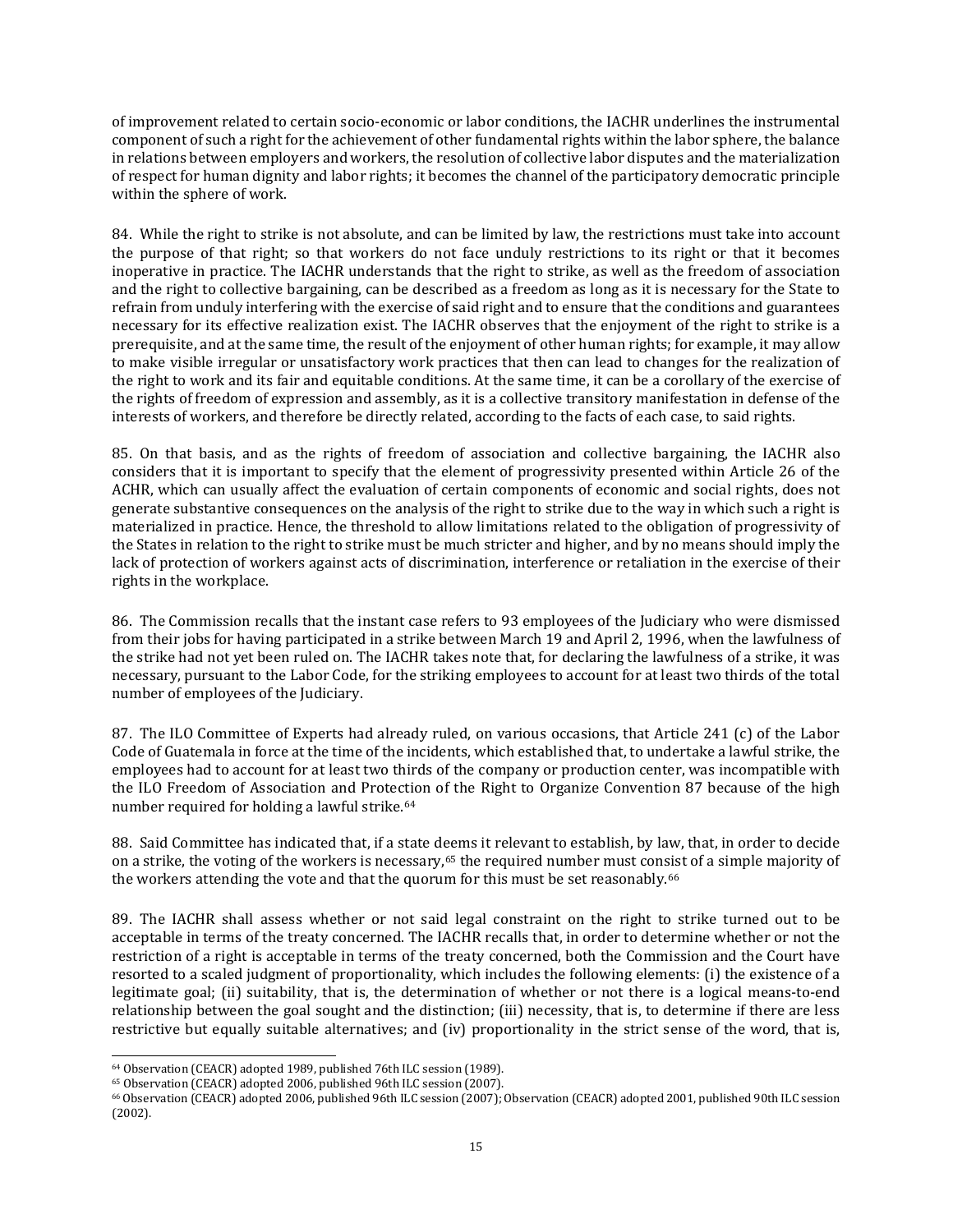of improvement related to certain socio-economic or labor conditions, the IACHR underlines the instrumental component of such a right for the achievement of other fundamental rights within the labor sphere, the balance in relations between employers and workers, the resolution of collective labor disputes and the materialization of respect for human dignity and labor rights; it becomes the channel of the participatory democratic principle within the sphere of work.

84. While the right to strike is not absolute, and can be limited by law, the restrictions must take into account the purpose of that right; so that workers do not face unduly restrictions to its right or that it becomes inoperative in practice. The IACHR understands that the right to strike, as well as the freedom of association and the right to collective bargaining, can be described as a freedom as long as it is necessary for the State to refrain from unduly interfering with the exercise of said right and to ensure that the conditions and guarantees necessary for its effective realization exist. The IACHR observes that the enjoyment of the right to strike is a prerequisite, and at the same time, the result of the enjoyment of other human rights; for example, it may allow to make visible irregular or unsatisfactory work practices that then can lead to changes for the realization of the right to work and its fair and equitable conditions. At the same time, it can be a corollary of the exercise of the rights of freedom of expression and assembly, as it is a collective transitory manifestation in defense of the interests of workers, and therefore be directly related, according to the facts of each case, to said rights.

85. On that basis, and as the rights of freedom of association and collective bargaining, the IACHR also considers that it is important to specify that the element of progressivity presented within Article 26 of the ACHR, which can usually affect the evaluation of certain components of economic and social rights, does not generate substantive consequences on the analysis of the right to strike due to the way in which such a right is materialized in practice. Hence, the threshold to allow limitations related to the obligation of progressivity of the States in relation to the right to strike must be much stricter and higher, and by no means should imply the lack of protection of workers against acts of discrimination, interference or retaliation in the exercise of their rights in the workplace.

86. The Commission recalls that the instant case refers to 93 employees of the Judiciary who were dismissed from their jobs for having participated in a strike between March 19 and April 2, 1996, when the lawfulness of the strike had not yet been ruled on. The IACHR takes note that, for declaring the lawfulness of a strike, it was necessary, pursuant to the Labor Code, for the striking employees to account for at least two thirds of the total number of employees of the Judiciary.

87. The ILO Committee of Experts had already ruled, on various occasions, that Article 241 (c) of the Labor Code of Guatemala in force at the time of the incidents, which established that, to undertake a lawful strike, the employees had to account for at least two thirds of the company or production center, was incompatible with the ILO Freedom of Association and Protection of the Right to Organize Convention 87 because of the high number required for holding a lawful strike.[64]

88. Said Committee has indicated that, if a state deems it relevant to establish, by law, that, in order to decide on a strike, the voting of the workers is necessary,[65] the required number must consist of a simple majority of the workers attending the vote and that the quorum for this must be set reasonably.[66]

89. The IACHR shall assess whether or not said legal constraint on the right to strike turned out to be acceptable in terms of the treaty concerned. The IACHR recalls that, in order to determine whether or not the restriction of a right is acceptable in terms of the treaty concerned, both the Commission and the Court have resorted to a scaled judgment of proportionality, which includes the following elements: (i) the existence of a legitimate goal; (ii) suitability, that is, the determination of whether or not there is a logical means-to-end relationship between the goal sought and the distinction; (iii) necessity, that is, to determine if there are less restrictive but equally suitable alternatives; and (iv) proportionality in the strict sense of the word, that is,

---

[64] Observation (CEACR) adopted 1989, published 76th ILC session (1989).

[65] Observation (CEACR) adopted 2006, published 96th ILC session (2007).

[66] Observation (CEACR) adopted 2006, published 96th ILC session (2007); Observation (CEACR) adopted 2001, published 90th ILC session (2002).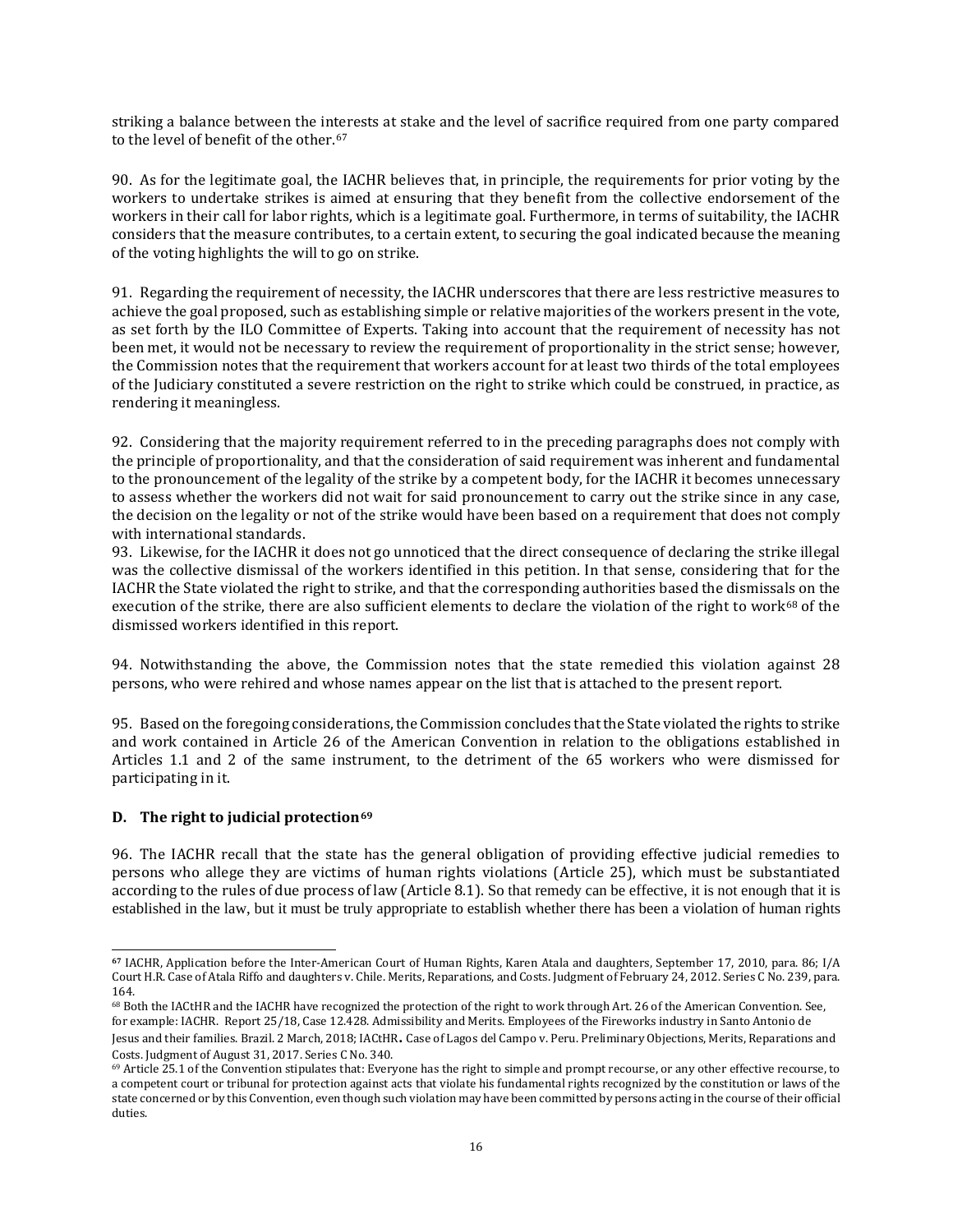striking a balance between the interests at stake and the level of sacrifice required from one party compared to the level of benefit of the other.[67]

90. As for the legitimate goal, the IACHR believes that, in principle, the requirements for prior voting by the workers to undertake strikes is aimed at ensuring that they benefit from the collective endorsement of the workers in their call for labor rights, which is a legitimate goal. Furthermore, in terms of suitability, the IACHR considers that the measure contributes, to a certain extent, to securing the goal indicated because the meaning of the voting highlights the will to go on strike.

91. Regarding the requirement of necessity, the IACHR underscores that there are less restrictive measures to achieve the goal proposed, such as establishing simple or relative majorities of the workers present in the vote, as set forth by the ILO Committee of Experts. Taking into account that the requirement of necessity has not been met, it would not be necessary to review the requirement of proportionality in the strict sense; however, the Commission notes that the requirement that workers account for at least two thirds of the total employees of the Judiciary constituted a severe restriction on the right to strike which could be construed, in practice, as rendering it meaningless.

92. Considering that the majority requirement referred to in the preceding paragraphs does not comply with the principle of proportionality, and that the consideration of said requirement was inherent and fundamental to the pronouncement of the legality of the strike by a competent body, for the IACHR it becomes unnecessary to assess whether the workers did not wait for said pronouncement to carry out the strike since in any case, the decision on the legality or not of the strike would have been based on a requirement that does not comply with international standards.

93. Likewise, for the IACHR it does not go unnoticed that the direct consequence of declaring the strike illegal was the collective dismissal of the workers identified in this petition. In that sense, considering that for the IACHR the State violated the right to strike, and that the corresponding authorities based the dismissals on the execution of the strike, there are also sufficient elements to declare the violation of the right to work[68] of the dismissed workers identified in this report.

94. Notwithstanding the above, the Commission notes that the state remedied this violation against 28 persons, who were rehired and whose names appear on the list that is attached to the present report.

95. Based on the foregoing considerations, the Commission concludes that the State violated the rights to strike and work contained in Article 26 of the American Convention in relation to the obligations established in Articles 1.1 and 2 of the same instrument, to the detriment of the 65 workers who were dismissed for participating in it.

### D. The right to judicial protection[69]

96. The IACHR recall that the state has the general obligation of providing effective judicial remedies to persons who allege they are victims of human rights violations (Article 25), which must be substantiated according to the rules of due process of law (Article 8.1). So that remedy can be effective, it is not enough that it is established in the law, but it must be truly appropriate to establish whether there has been a violation of human rights

---

[67] IACHR, Application before the Inter-American Court of Human Rights, Karen Atala and daughters, September 17, 2010, para. 86; I/A Court H.R. Case of Atala Riffo and daughters v. Chile. Merits, Reparations, and Costs. Judgment of February 24, 2012. Series C No. 239, para. 164.

[68] Both the IACtHR and the IACHR have recognized the protection of the right to work through Art. 26 of the American Convention. See, for example: IACHR. Report 25/18, Case 12.428. Admissibility and Merits. Employees of the Fireworks industry in Santo Antonio de Jesus and their families. Brazil. 2 March, 2018; IACtHR. Case of Lagos del Campo v. Peru. Preliminary Objections, Merits, Reparations and Costs. Judgment of August 31, 2017. Series C No. 340.

[69] Article 25.1 of the Convention stipulates that: Everyone has the right to simple and prompt recourse, or any other effective recourse, to a competent court or tribunal for protection against acts that violate his fundamental rights recognized by the constitution or laws of the state concerned or by this Convention, even though such violation may have been committed by persons acting in the course of their official duties.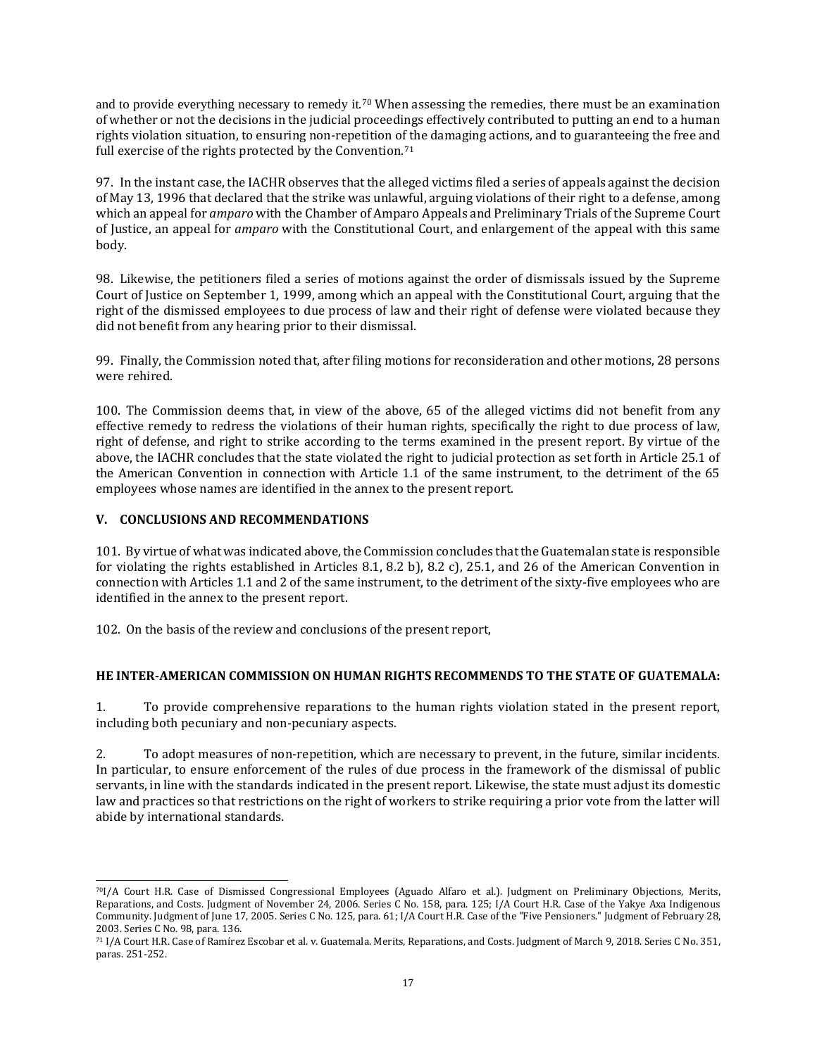and to provide everything necessary to remedy it.[70] When assessing the remedies, there must be an examination of whether or not the decisions in the judicial proceedings effectively contributed to putting an end to a human rights violation situation, to ensuring non-repetition of the damaging actions, and to guaranteeing the free and full exercise of the rights protected by the Convention.[71]

97. In the instant case, the IACHR observes that the alleged victims filed a series of appeals against the decision of May 13, 1996 that declared that the strike was unlawful, arguing violations of their right to a defense, among which an appeal for *amparo* with the Chamber of Amparo Appeals and Preliminary Trials of the Supreme Court of Justice, an appeal for *amparo* with the Constitutional Court, and enlargement of the appeal with this same body.

98. Likewise, the petitioners filed a series of motions against the order of dismissals issued by the Supreme Court of Justice on September 1, 1999, among which an appeal with the Constitutional Court, arguing that the right of the dismissed employees to due process of law and their right of defense were violated because they did not benefit from any hearing prior to their dismissal.

99. Finally, the Commission noted that, after filing motions for reconsideration and other motions, 28 persons were rehired.

100. The Commission deems that, in view of the above, 65 of the alleged victims did not benefit from any effective remedy to redress the violations of their human rights, specifically the right to due process of law, right of defense, and right to strike according to the terms examined in the present report. By virtue of the above, the IACHR concludes that the state violated the right to judicial protection as set forth in Article 25.1 of the American Convention in connection with Article 1.1 of the same instrument, to the detriment of the 65 employees whose names are identified in the annex to the present report.

## V. CONCLUSIONS AND RECOMMENDATIONS

101. By virtue of what was indicated above, the Commission concludes that the Guatemalan state is responsible for violating the rights established in Articles 8.1, 8.2 b), 8.2 c), 25.1, and 26 of the American Convention in connection with Articles 1.1 and 2 of the same instrument, to the detriment of the sixty-five employees who are identified in the annex to the present report.

102. On the basis of the review and conclusions of the present report,

**HE INTER-AMERICAN COMMISSION ON HUMAN RIGHTS RECOMMENDS TO THE STATE OF GUATEMALA:**

1. To provide comprehensive reparations to the human rights violation stated in the present report, including both pecuniary and non-pecuniary aspects.

2. To adopt measures of non-repetition, which are necessary to prevent, in the future, similar incidents. In particular, to ensure enforcement of the rules of due process in the framework of the dismissal of public servants, in line with the standards indicated in the present report. Likewise, the state must adjust its domestic law and practices so that restrictions on the right of workers to strike requiring a prior vote from the latter will abide by international standards.

---

[70] I/A Court H.R. Case of Dismissed Congressional Employees (Aguado Alfaro et al.). Judgment on Preliminary Objections, Merits, Reparations, and Costs. Judgment of November 24, 2006. Series C No. 158, para. 125; I/A Court H.R. Case of the Yakye Axa Indigenous Community. Judgment of June 17, 2005. Series C No. 125, para. 61; I/A Court H.R. Case of the "Five Pensioners." Judgment of February 28, 2003. Series C No. 98, para. 136.

[71] I/A Court H.R. Case of Ramírez Escobar et al. v. Guatemala. Merits, Reparations, and Costs. Judgment of March 9, 2018. Series C No. 351, paras. 251-252.